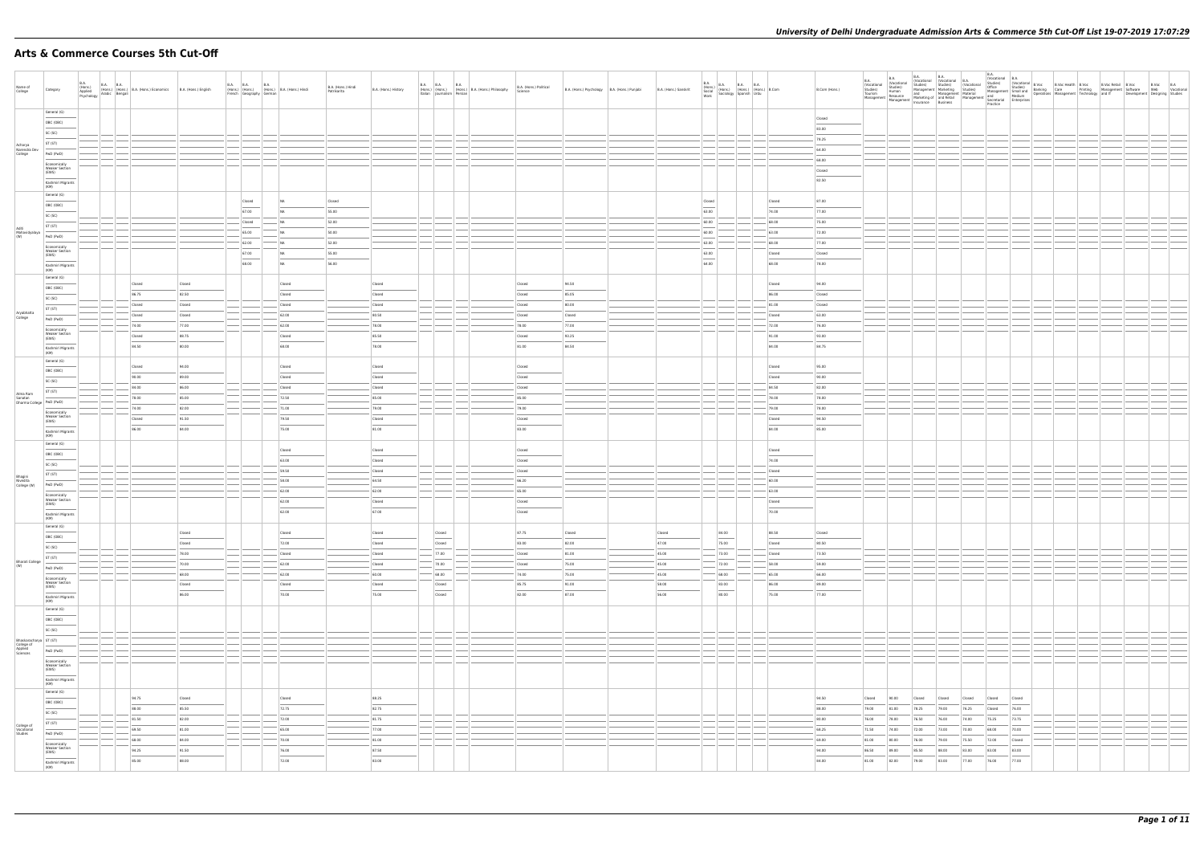# Arts & Commerce Courses 5th Cut-Off

| Name of College | Category | B.A. (Hons.) Applied Psychology | B.A. (Hons.) Arabic | B.A. (Hons.) Bengali | B.A. (Hons.) Economics | B.A. (Hons.) English | B.A. (Hons.) French | B.A. (Hons.) Geography | B.A. (Hons.) German | B.A. (Hons.) Hindi | B.A. (Hons.) Hindi Patrikarita | B.A. (Hons.) History | B.A. (Hons.) Italian | B.A. (Hons.) Journalism | B.A. (Hons.) Persian | B.A. (Hons.) Philosophy | B.A. (Hons.) Political Science | B.A. (Hons.) Psychology | B.A. (Hons.) Punjabi | B.A. (Hons.) Sanskrit | B.A. (Hons.) Social Work | B.A. (Hons.) Sociology | B.A. (Hons.) Spanish | B.A. (Hons.) Urdu | B.Com | B.Com (Hons.) | B.A. (Vocational Studies) Tourism Management | B.A. (Vocational Studies) Human Resource Management | B.A. (Vocational Studies) Management and Marketing of Insurance | B.A. (Vocational Studies) Marketing Management and Retail Business | B.A. (Vocational Studies) Material Management | B.A. (Vocational Studies) Office Management and Secretarial Practice | B.A. (Vocational Studies) Small and Medium Enterprises | B.Voc Banking Operations | B.Voc Health Care Management | B.Voc Printing Technology | B.Voc Retail Management and IT | B.Voc Software Development | B.Voc Web Designing | B.A. Vocational Studies |
|---|---|---|---|---|---|---|---|---|---|---|---|---|---|---|---|---|---|---|---|---|---|---|---|---|---|---|---|---|---|---|---|---|---|---|---|---|---|---|---|---|
| Acharya Narendra Dev College | General (G) | | | | | | | | | | | | | | | | | | | | | | | | | Closed | | | | | | | | | | | | | | |
| | OBC (OBC) | | | | | | | | | | | | | | | | | | | | | | | | | 93.00 | | | | | | | | | | | | | | |
| | SC (SC) | | | | | | | | | | | | | | | | | | | | | | | | | 78.25 | | | | | | | | | | | | | | |
| | ST (ST) | | | | | | | | | | | | | | | | | | | | | | | | | 64.00 | | | | | | | | | | | | | | |
| | PwD (PwD) | | | | | | | | | | | | | | | | | | | | | | | | | 68.00 | | | | | | | | | | | | | | |
| | Economically Weaker Section (EWS) | | | | | | | | | | | | | | | | | | | | | | | | | Closed | | | | | | | | | | | | | | |
| | Kashmiri Migrants (KM) | | | | | | | | | | | | | | | | | | | | | | | | | 82.50 | | | | | | | | | | | | | | |
| Aditi Mahavidyalaya (W) | General (G) | | | | | | | Closed | | NA | Closed | | | | | | | | | | Closed | | | | Closed | 87.00 | | | | | | | | | | | | | | |
| | OBC (OBC) | | | | | | | 67.00 | | NA | 55.00 | | | | | | | | | | 63.00 | | | | 76.00 | 77.00 | | | | | | | | | | | | | | |
| | SC (SC) | | | | | | | Closed | | NA | 52.00 | | | | | | | | | | 60.00 | | | | 68.00 | 75.00 | | | | | | | | | | | | | | |
| | ST (ST) | | | | | | | 65.00 | | NA | 50.00 | | | | | | | | | | 60.00 | | | | 63.00 | 72.00 | | | | | | | | | | | | | | |
| | PwD (PwD) | | | | | | | 62.00 | | NA | 52.00 | | | | | | | | | | 63.00 | | | | 68.00 | 77.00 | | | | | | | | | | | | | | |
| | Economically Weaker Section (EWS) | | | | | | | 67.00 | | NA | 55.00 | | | | | | | | | | 63.00 | | | | Closed | Closed | | | | | | | | | | | | | | |
| | Kashmiri Migrants (KM) | | | | | | | 68.00 | | NA | 56.00 | | | | | | | | | | 64.00 | | | | 68.00 | 78.00 | | | | | | | | | | | | | | |
| Aryabhatta College | General (G) | | | | Closed | Closed | | | | Closed | | Closed | | | | | Closed | 94.50 | | | | | | | Closed | 94.00 | | | | | | | | | | | | | | |
| | OBC (OBC) | | | | 86.75 | 82.50 | | | | Closed | | Closed | | | | | Closed | 85.05 | | | | | | | 86.00 | Closed | | | | | | | | | | | | | | |
| | SC (SC) | | | | Closed | Closed | | | | Closed | | Closed | | | | | Closed | 80.00 | | | | | | | 81.00 | Closed | | | | | | | | | | | | | | |
| | ST (ST) | | | | Closed | Closed | | | | 62.00 | | 80.50 | | | | | Closed | Closed | | | | | | | Closed | 63.00 | | | | | | | | | | | | | | |
| | PwD (PwD) | | | | 74.00 | 77.00 | | | | 62.00 | | 78.00 | | | | | 78.00 | 77.00 | | | | | | | 72.00 | 76.00 | | | | | | | | | | | | | | |
| | Economically Weaker Section (EWS) | | | | Closed | 89.75 | | | | Closed | | 85.50 | | | | | Closed | 93.25 | | | | | | | 91.00 | 93.00 | | | | | | | | | | | | | | |
| | Kashmiri Migrants (KM) | | | | 94.50 | 80.00 | | | | 68.00 | | 78.00 | | | | | 91.00 | 84.50 | | | | | | | 86.00 | 84.75 | | | | | | | | | | | | | | |
| Atma Ram Sanatan Dharma College | General (G) | | | | Closed | 94.00 | | | | Closed | | Closed | | | | | Closed | | | | | | | | Closed | 95.00 | | | | | | | | | | | | | | |
| | OBC (OBC) | | | | 90.00 | 89.00 | | | | Closed | | Closed | | | | | Closed | | | | | | | | Closed | 90.00 | | | | | | | | | | | | | | |
| | SC (SC) | | | | 84.00 | 86.00 | | | | Closed | | Closed | | | | | Closed | | | | | | | | 84.50 | 82.00 | | | | | | | | | | | | | | |
| | ST (ST) | | | | 78.00 | 85.00 | | | | 72.50 | | 85.00 | | | | | 85.00 | | | | | | | | 79.00 | 78.00 | | | | | | | | | | | | | | |
| | PwD (PwD) | | | | 74.00 | 82.00 | | | | 71.00 | | 79.00 | | | | | 79.00 | | | | | | | | 79.00 | 78.00 | | | | | | | | | | | | | | |
| | Economically Weaker Section (EWS) | | | | Closed | 91.50 | | | | 79.50 | | Closed | | | | | Closed | | | | | | | | Closed | 94.50 | | | | | | | | | | | | | | |
| | Kashmiri Migrants (KM) | | | | 86.00 | 84.00 | | | | 75.00 | | 81.00 | | | | | 83.00 | | | | | | | | 86.00 | 85.00 | | | | | | | | | | | | | | |
| Bhagini Nivedita College (W) | General (G) | | | | | | | | | Closed | | Closed | | | | | Closed | | | | | | | | Closed | | | | | | | | | | | | | | | |
| | OBC (OBC) | | | | | | | | | 63.00 | | Closed | | | | | Closed | | | | | | | | 74.00 | | | | | | | | | | | | | | | |
| | SC (SC) | | | | | | | | | 59.50 | | Closed | | | | | Closed | | | | | | | | Closed | | | | | | | | | | | | | | | |
| | ST (ST) | | | | | | | | | 58.00 | | 64.50 | | | | | 66.20 | | | | | | | | 60.00 | | | | | | | | | | | | | | | |
| | PwD (PwD) | | | | | | | | | 62.00 | | 62.00 | | | | | 65.00 | | | | | | | | 63.00 | | | | | | | | | | | | | | | |
| | Economically Weaker Section (EWS) | | | | | | | | | 62.00 | | Closed | | | | | Closed | | | | | | | | Closed | | | | | | | | | | | | | | | |
| | Kashmiri Migrants (KM) | | | | | | | | | 62.00 | | 67.00 | | | | | Closed | | | | | | | | 70.00 | | | | | | | | | | | | | | | |
| Bharati College (W) | General (G) | | | | | Closed | | | | Closed | | Closed | | Closed | | | 87.75 | Closed | | Closed | | 88.00 | | | 89.50 | Closed | | | | | | | | | | | | | | |
| | OBC (OBC) | | | | | Closed | | | | 72.00 | | Closed | | Closed | | | 83.00 | 82.00 | | 47.00 | | 75.00 | | | Closed | 80.50 | | | | | | | | | | | | | | |
| | SC (SC) | | | | | 79.00 | | | | Closed | | Closed | | 77.00 | | | Closed | 81.00 | | 45.00 | | 73.00 | | | Closed | 73.50 | | | | | | | | | | | | | | |
| | ST (ST) | | | | | 70.00 | | | | 62.00 | | Closed | | 78.00 | | | 78.00 | 75.00 | | 45.00 | | 72.00 | | | 58.00 | 59.00 | | | | | | | | | | | | | | |
| | PwD (PwD) | | | | | 69.00 | | | | 62.00 | | 60.00 | | 68.00 | | | 74.00 | 75.00 | | 45.00 | | 68.00 | | | 65.00 | 66.00 | | | | | | | | | | | | | | |
| | Economically Weaker Section (EWS) | | | | | Closed | | | | Closed | | Closed | | Closed | | | 85.75 | 91.00 | | 58.00 | | 83.00 | | | 86.00 | 89.00 | | | | | | | | | | | | | | |
| | Kashmiri Migrants (KM) | | | | | 86.00 | | | | 70.00 | | 75.00 | | Closed | | | 82.00 | 87.00 | | 56.00 | | 80.00 | | | 75.00 | 77.00 | | | | | | | | | | | | | | |
| Bhaskaracharya College of Applied Sciences | General (G) | | | | | | | | | | | | | | | | | | | | | | | | | | | | | | | | | | | | | | | |
| | OBC (OBC) | | | | | | | | | | | | | | | | | | | | | | | | | | | | | | | | | | | | | | | |
| | SC (SC) | | | | | | | | | | | | | | | | | | | | | | | | | | | | | | | | | | | | | | | |
| | ST (ST) | | | | | | | | | | | | | | | | | | | | | | | | | | | | | | | | | | | | | | | |
| | PwD (PwD) | | | | | | | | | | | | | | | | | | | | | | | | | | | | | | | | | | | | | | | |
| | Economically Weaker Section (EWS) | | | | | | | | | | | | | | | | | | | | | | | | | | | | | | | | | | | | | | | |
| | Kashmiri Migrants (KM) | | | | | | | | | | | | | | | | | | | | | | | | | | | | | | | | | | | | | | | |
| College of Vocational Studies | General (G) | | | | 94.75 | Closed | | | | Closed | | 88.25 | | | | | | | | | | | | | | 94.50 | Closed | 90.00 | Closed | Closed | Closed | Closed | Closed | | | | | | | |
| | OBC (OBC) | | | | 88.00 | 85.50 | | | | 72.75 | | 82.75 | | | | | | | | | | | | | | 88.00 | 79.00 | 81.00 | 78.25 | 79.00 | 76.25 | Closed | 76.00 | | | | | | | |
| | SC (SC) | | | | 83.50 | 83.00 | | | | 72.00 | | 81.75 | | | | | | | | | | | | | | 80.00 | 76.00 | 78.00 | 76.50 | 76.00 | 74.00 | 75.25 | 73.75 | | | | | | | |
| | ST (ST) | | | | 69.50 | 81.00 | | | | 65.00 | | 77.00 | | | | | | | | | | | | | | 68.25 | 71.50 | 74.00 | 72.00 | 73.00 | 70.00 | 68.00 | 70.00 | | | | | | | |
| | PwD (PwD) | | | | 68.00 | 84.00 | | | | 70.00 | | 81.00 | | | | | | | | | | | | | | 64.00 | 81.00 | 80.00 | 76.00 | 79.00 | 75.50 | 72.00 | Closed | | | | | | | |
| | Economically Weaker Section (EWS) | | | | 94.25 | 91.50 | | | | 76.00 | | 87.50 | | | | | | | | | | | | | | 94.00 | 86.50 | 89.00 | 85.50 | 88.00 | 83.00 | 83.00 | 83.00 | | | | | | | |
| | Kashmiri Migrants (KM) | | | | 85.00 | 88.00 | | | | 72.00 | | 83.00 | | | | | | | | | | | | | | 84.00 | 81.00 | 82.00 | 79.00 | 82.00 | 77.00 | 76.00 | 77.00 | | | | | | | |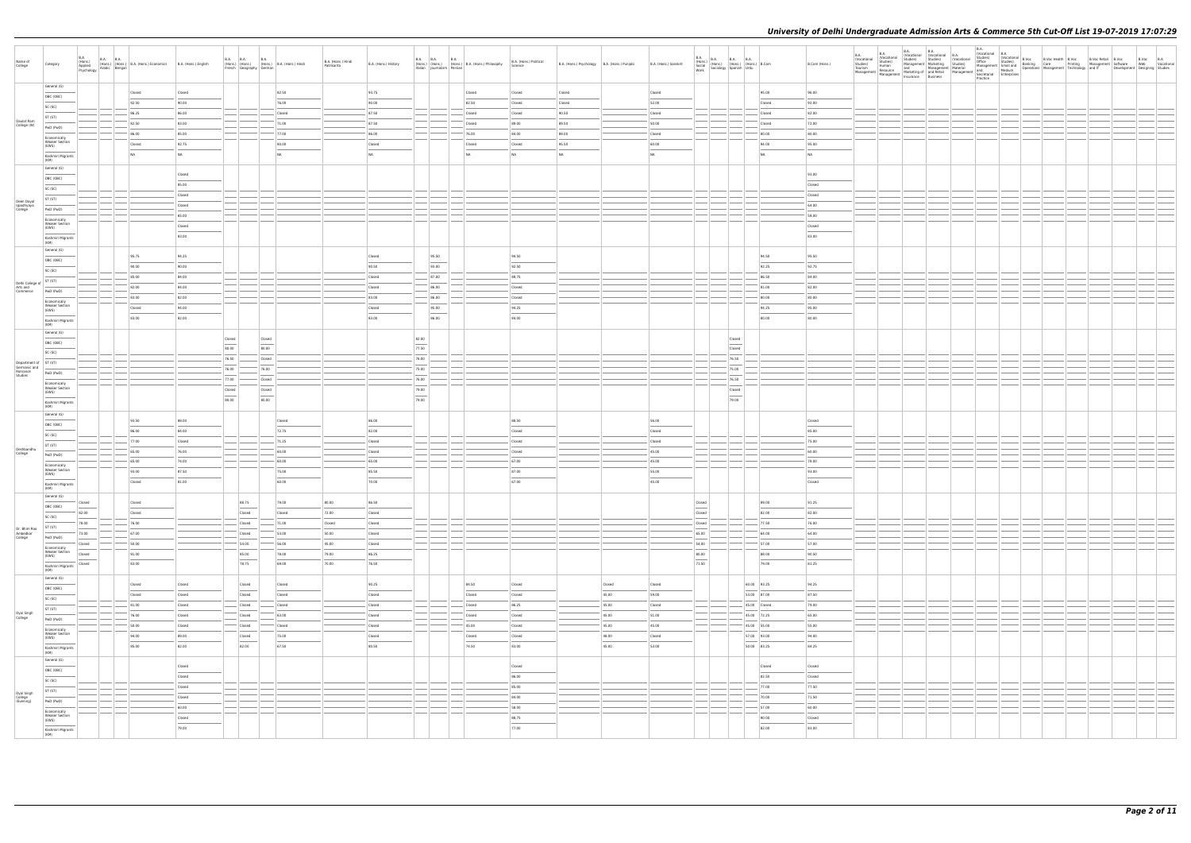| Name of College | Category | B.A. (Hons.) Applied Psychology | B.A. (Hons.) Arabic | B.A. (Hons.) Bengali | B.A. (Hons.) Economics | B.A. (Hons.) English | B.A. (Hons.) French | B.A. (Hons.) Geography | B.A. (Hons.) German | B.A. (Hons.) Hindi | B.A. (Hons.) Hindi Patrikarita | B.A. (Hons.) History | B.A. (Hons.) Italian | B.A. (Hons.) Journalism | B.A. (Hons.) Persian | B.A. (Hons.) Philosophy | B.A. (Hons.) Political Science | B.A. (Hons.) Psychology | B.A. (Hons.) Punjabi | B.A. (Hons.) Sanskrit | B.A. (Hons.) Social Work | B.A. (Hons.) Sociology | B.A. (Hons.) Spanish | B.A. (Hons.) Urdu | B.Com | B.Com (Hons.) | B.A. (Vocational Studies) Tourism Management | B.A. (Vocational Studies) Human Resource Management | B.A. (Vocational Studies) Management and Marketing of Insurance | B.A. (Vocational Studies) Marketing Management and Retail Business | B.A. (Vocational Studies) Material Management | B.A. (Vocational Studies) Office Management and Secretarial Practice | B.A. (Vocational Studies) Small and Medium Enterprises | B.Voc Banking Operations | B.Voc Health Care Management | B.Voc Printing Technology | B.Voc Retail Management and IT | B.Voc Software Development | B.Voc Web Designing | B.A. Vocational Studies |
|---|---|---|---|---|---|---|---|---|---|---|---|---|---|---|---|---|---|---|---|---|---|---|---|---|---|---|---|---|---|---|---|---|---|---|---|---|---|---|---|---|
| Daulat Ram College (W) | General (G) | | | | Closed | Closed | | | | 82.50 | | 93.75 | | | | Closed | Closed | Closed | | Closed | | | | | 95.00 | 96.00 | | | | | | | | | | | | | | |
| | OBC (OBC) | | | | 92.50 | 90.00 | | | | 76.00 | | 90.00 | | | | 82.50 | Closed | Closed | | 52.00 | | | | | Closed | 92.00 | | | | | | | | | | | | | | |
| | SC (SC) | | | | 96.25 | 86.00 | | | | Closed | | 87.50 | | | | Closed | Closed | 90.50 | | Closed | | | | | Closed | 82.00 | | | | | | | | | | | | | | |
| | ST (ST) | | | | 92.50 | 83.00 | | | | 71.00 | | 87.50 | | | | Closed | 89.00 | 89.50 | | 50.00 | | | | | Closed | 72.00 | | | | | | | | | | | | | | |
| | PwD (PwD) | | | | 96.00 | 85.00 | | | | 77.00 | | 86.00 | | | | 76.00 | 84.00 | 89.00 | | Closed | | | | | 80.00 | 80.00 | | | | | | | | | | | | | | |
| | Economically Weaker Section (EWS) | | | | Closed | 92.75 | | | | 80.00 | | Closed | | | | Closed | Closed | 95.50 | | 60.00 | | | | | 94.00 | 95.00 | | | | | | | | | | | | | | |
| | Kashmiri Migrants (KM) | | | | NA | NA | | | | NA | | NA | | | | NA | NA | NA | | NA | | | | | NA | NA | | | | | | | | | | | | | | |
| Deen Dayal Upadhyaya College | General (G) | | | | | Closed | | | | | | | | | | | | | | | | | | | | 93.00 | | | | | | | | | | | | | | |
| | OBC (OBC) | | | | | 85.00 | | | | | | | | | | | | | | | | | | | | Closed | | | | | | | | | | | | | | |
| | SC (SC) | | | | | Closed | | | | | | | | | | | | | | | | | | | | Closed | | | | | | | | | | | | | | |
| | ST (ST) | | | | | Closed | | | | | | | | | | | | | | | | | | | | 64.00 | | | | | | | | | | | | | | |
| | PwD (PwD) | | | | | 65.00 | | | | | | | | | | | | | | | | | | | | 56.00 | | | | | | | | | | | | | | |
| | Economically Weaker Section (EWS) | | | | | Closed | | | | | | | | | | | | | | | | | | | | Closed | | | | | | | | | | | | | | |
| | Kashmiri Migrants (KM) | | | | | 83.00 | | | | | | | | | | | | | | | | | | | | 83.00 | | | | | | | | | | | | | | |
| Delhi College of Arts and Commerce | General (G) | | | | 95.75 | 94.25 | | | | | | Closed | | 95.50 | | | 94.50 | | | | | | | | 94.50 | 95.50 | | | | | | | | | | | | | | |
| | OBC (OBC) | | | | 90.00 | 90.00 | | | | | | 93.50 | | 93.00 | | | 92.50 | | | | | | | | 92.25 | 92.75 | | | | | | | | | | | | | | |
| | SC (SC) | | | | 85.00 | 84.00 | | | | | | Closed | | 87.00 | | | 89.75 | | | | | | | | 86.50 | 84.00 | | | | | | | | | | | | | | |
| | ST (ST) | | | | 82.00 | 84.00 | | | | | | Closed | | 86.00 | | | Closed | | | | | | | | 81.00 | 82.00 | | | | | | | | | | | | | | |
| | PwD (PwD) | | | | 83.00 | 82.00 | | | | | | 83.00 | | 86.00 | | | Closed | | | | | | | | 80.00 | 80.00 | | | | | | | | | | | | | | |
| | Economically Weaker Section (EWS) | | | | Closed | 94.00 | | | | | | Closed | | 95.00 | | | 94.25 | | | | | | | | 94.25 | 95.00 | | | | | | | | | | | | | | |
| | Kashmiri Migrants (KM) | | | | 93.00 | 82.00 | | | | | | 83.00 | | 86.00 | | | 84.00 | | | | | | | | 80.00 | 80.00 | | | | | | | | | | | | | | |
| Department of Germanic and Romance Studies | General (G) | | | | | | Closed | | Closed | | | | 82.00 | | | | | | | | | | Closed | | | | | | | | | | | | | | | | | |
| | OBC (OBC) | | | | | | 80.00 | | 80.00 | | | | 77.50 | | | | | | | | | | Closed | | | | | | | | | | | | | | | | | |
| | SC (SC) | | | | | | 76.50 | | Closed | | | | 76.00 | | | | | | | | | | 76.50 | | | | | | | | | | | | | | | | | |
| | ST (ST) | | | | | | 76.00 | | 76.00 | | | | 75.00 | | | | | | | | | | 75.00 | | | | | | | | | | | | | | | | | |
| | PwD (PwD) | | | | | | 77.00 | | Closed | | | | 76.00 | | | | | | | | | | 76.50 | | | | | | | | | | | | | | | | | |
| | Economically Weaker Section (EWS) | | | | | | Closed | | Closed | | | | 79.00 | | | | | | | | | | Closed | | | | | | | | | | | | | | | | | |
| | Kashmiri Migrants (KM) | | | | | | 80.00 | | 80.00 | | | | 79.00 | | | | | | | | | | 79.00 | | | | | | | | | | | | | | | | | |
| Deshbandhu College | General (G) | | | | 93.50 | 88.00 | | | | Closed | | 86.00 | | | | | 88.50 | | | 56.00 | | | | | | Closed | | | | | | | | | | | | | | |
| | OBC (OBC) | | | | 86.00 | 84.00 | | | | 72.75 | | 82.00 | | | | | Closed | | | Closed | | | | | | 85.00 | | | | | | | | | | | | | | |
| | SC (SC) | | | | 77.00 | Closed | | | | 71.25 | | Closed | | | | | Closed | | | Closed | | | | | | 75.00 | | | | | | | | | | | | | | |
| | ST (ST) | | | | 65.00 | 76.00 | | | | 60.00 | | Closed | | | | | Closed | | | 45.00 | | | | | | 60.00 | | | | | | | | | | | | | | |
| | PwD (PwD) | | | | 65.00 | 74.00 | | | | 60.00 | | 65.00 | | | | | 67.00 | | | 45.00 | | | | | | 78.00 | | | | | | | | | | | | | | |
| | Economically Weaker Section (EWS) | | | | 93.00 | 87.50 | | | | 75.00 | | 85.50 | | | | | 87.00 | | | 55.00 | | | | | | 93.00 | | | | | | | | | | | | | | |
| | Kashmiri Migrants (KM) | | | | Closed | 81.00 | | | | 60.00 | | 70.00 | | | | | 67.00 | | | 45.00 | | | | | | Closed | | | | | | | | | | | | | | |
| Dr. Bhim Rao Ambedkar College | General (G) | Closed | | | Closed | | | 88.75 | | 79.00 | 85.00 | 86.50 | | | | | | | | | Closed | | | | 89.00 | 91.25 | | | | | | | | | | | | | | |
| | OBC (OBC) | 82.00 | | | Closed | | | Closed | | Closed | 72.00 | Closed | | | | | | | | | Closed | | | | 82.00 | 82.00 | | | | | | | | | | | | | | |
| | SC (SC) | 78.00 | | | 76.00 | | | Closed | | 71.00 | Closed | Closed | | | | | | | | | Closed | | | | 77.50 | 76.00 | | | | | | | | | | | | | | |
| | ST (ST) | 73.00 | | | 67.00 | | | Closed | | 53.00 | 50.00 | Closed | | | | | | | | | 65.00 | | | | 64.00 | 64.00 | | | | | | | | | | | | | | |
| | PwD (PwD) | Closed | | | 58.00 | | | 54.00 | | 56.00 | 45.00 | Closed | | | | | | | | | 54.00 | | | | 57.00 | 57.00 | | | | | | | | | | | | | | |
| | Economically Weaker Section (EWS) | Closed | | | 91.00 | | | 85.00 | | 78.00 | 79.00 | 86.25 | | | | | | | | | 80.00 | | | | 88.00 | 90.50 | | | | | | | | | | | | | | |
| | Kashmiri Migrants (KM) | Closed | | | 83.00 | | | 78.75 | | 69.00 | 70.00 | 76.50 | | | | | | | | | 71.50 | | | | 79.00 | 81.25 | | | | | | | | | | | | | | |
| Dyal Singh College | General (G) | | | | Closed | Closed | | Closed | | Closed | | 93.25 | | | | 84.50 | Closed | | Closed | Closed | | | | 60.00 | 93.25 | 94.25 | | | | | | | | | | | | | | |
| | OBC (OBC) | | | | Closed | Closed | | Closed | | Closed | | Closed | | | | Closed | Closed | | 45.00 | 59.00 | | | | 53.00 | 87.00 | 87.50 | | | | | | | | | | | | | | |
| | SC (SC) | | | | 81.00 | Closed | | Closed | | Closed | | Closed | | | | Closed | 86.25 | | 45.00 | Closed | | | | 45.00 | Closed | 79.00 | | | | | | | | | | | | | | |
| | ST (ST) | | | | 76.00 | Closed | | Closed | | 63.00 | | Closed | | | | Closed | Closed | | 45.00 | 51.00 | | | | 45.00 | 72.25 | 65.00 | | | | | | | | | | | | | | |
| | PwD (PwD) | | | | 58.00 | Closed | | Closed | | Closed | | Closed | | | | 45.00 | Closed | | 45.00 | 45.00 | | | | 45.00 | 55.00 | 55.00 | | | | | | | | | | | | | | |
| | Economically Weaker Section (EWS) | | | | 94.00 | 89.00 | | Closed | | 73.00 | | Closed | | | | Closed | Closed | | 48.00 | Closed | | | | 57.00 | 93.00 | 94.00 | | | | | | | | | | | | | | |
| | Kashmiri Migrants (KM) | | | | 85.00 | 82.00 | | 82.00 | | 67.50 | | 90.50 | | | | 74.50 | 83.00 | | 45.00 | 53.00 | | | | 50.00 | 83.25 | 84.25 | | | | | | | | | | | | | | |
| Dyal Singh College (Evening) | General (G) | | | | | | | | | | | | | | | | Closed | | | | | | | | Closed | Closed | | | | | | | | | | | | | | |
| | OBC (OBC) | | | | | | | | | | | | | | | | 86.00 | | | | | | | | 82.50 | Closed | | | | | | | | | | | | | | |
| | SC (SC) | | | | | | | | | | | | | | | | 85.00 | | | | | | | | 77.00 | 77.50 | | | | | | | | | | | | | | |
| | ST (ST) | | | | | | | | | | | | | | | | 84.00 | | | | | | | | 70.00 | 71.50 | | | | | | | | | | | | | | |
| | PwD (PwD) | | | | | | | | | | | | | | | | 58.00 | | | | | | | | 57.00 | 60.00 | | | | | | | | | | | | | | |
| | Economically Weaker Section (EWS) | | | | | | | | | | | | | | | | 88.75 | | | | | | | | 90.00 | Closed | | | | | | | | | | | | | | |
| | Kashmiri Migrants (KM) | | | | | | | | | | | | | | | | 77.00 | | | | | | | | 82.00 | 83.00 | | | | | | | | | | | | | | |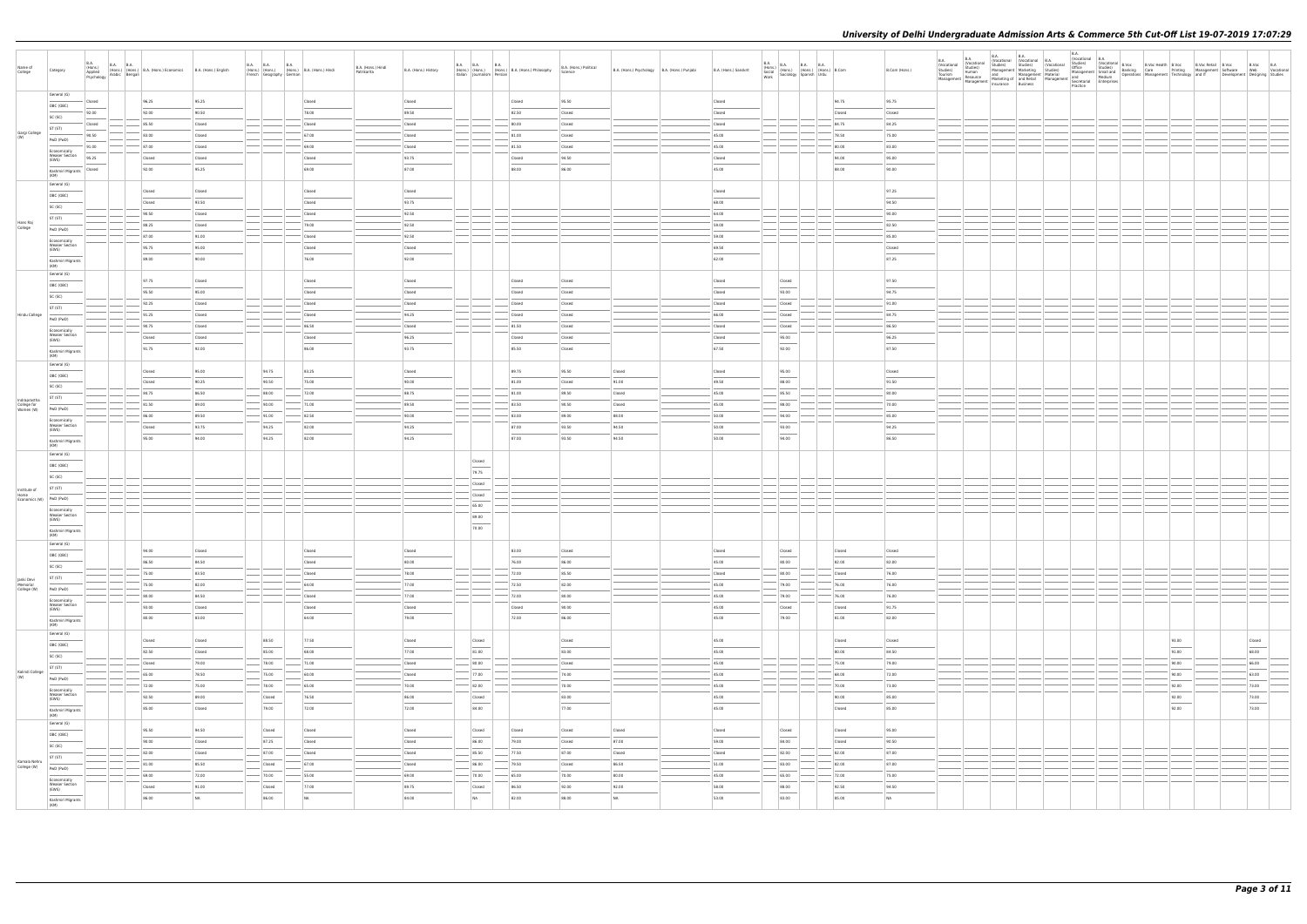# University of Delhi Undergraduate Admission Arts & Commerce 5th Cut-Off List 19-07-2019 17:07:29

| Name of College | Category | B.A. (Hons.) Applied Psychology | B.A. (Hons.) Arabic | B.A. (Hons.) Bengali | B.A. (Hons.) Economics | B.A. (Hons.) English | B.A. (Hons.) French | B.A. (Hons.) Geography | B.A. (Hons.) German | B.A. (Hons.) Hindi | B.A. (Hons.) Hindi Patrikarita | B.A. (Hons.) History | B.A. (Hons.) Italian | B.A. (Hons.) Journalism | B.A. (Hons.) Persian | B.A. (Hons.) Philosophy | B.A. (Hons.) Political Science | B.A. (Hons.) Psychology | B.A. (Hons.) Punjabi | B.A. (Hons.) Sanskrit | B.A. (Hons.) Social Work | B.A. (Hons.) Sociology | B.A. (Hons.) Spanish | B.A. (Hons.) Urdu | B.Com | B.Com (Hons.) | B.A. (Vocational Studies) Tourism Management | B.A. (Vocational Studies) Human Resource Management | B.A. (Vocational Studies) Management and Marketing of Insurance | B.A. (Vocational Studies) Marketing Management and Retail Business | B.A. (Vocational Studies) Material Management | B.A. (Vocational Studies) Office Management and Secretarial Practice | B.A. (Vocational Studies) Small and Medium Enterprises | B.Voc Banking Operations | B.Voc Health Care Management | B.Voc Printing Technology | B.Voc Retail Management and IT | B.Voc Software Development | B.Voc Web Designing | B.A. Vocational Studies |
|---|---|---|---|---|---|---|---|---|---|---|---|---|---|---|---|---|---|---|---|---|---|---|---|---|---|---|---|---|---|---|---|---|---|---|---|---|---|---|---|---|
| Gargi College (W) | General (G) | Closed | | | 96.25 | 95.25 | | | | Closed | | Closed | | | | Closed | 95.50 | | | Closed | | | | | 94.75 | 95.75 | | | | | | | | | | | | | | |
| | OBC (OBC) | 92.00 | | | 92.00 | 90.50 | | | | 78.00 | | 89.50 | | | | 82.50 | Closed | | | Closed | | | | | Closed | Closed | | | | | | | | | | | | | | |
| | SC (SC) | Closed | | | 85.50 | Closed | | | | Closed | | Closed | | | | 80.00 | Closed | | | Closed | | | | | 84.75 | 84.25 | | | | | | | | | | | | | | |
| | ST (ST) | 90.50 | | | 83.00 | Closed | | | | 67.00 | | Closed | | | | 81.00 | Closed | | | 45.00 | | | | | 79.50 | 75.00 | | | | | | | | | | | | | | |
| | PwD (PwD) | 91.00 | | | 87.00 | Closed | | | | 64.00 | | Closed | | | | 81.50 | Closed | | | 45.00 | | | | | 80.00 | 83.00 | | | | | | | | | | | | | | |
| | Economically Weaker Section (EWS) | 95.25 | | | Closed | Closed | | | | Closed | | 93.75 | | | | Closed | 94.50 | | | Closed | | | | | 94.00 | 95.00 | | | | | | | | | | | | | | |
| | Kashmiri Migrants (KM) | Closed | | | 92.00 | 95.25 | | | | 69.00 | | 87.00 | | | | 88.00 | 86.00 | | | 45.00 | | | | | 88.00 | 90.00 | | | | | | | | | | | | | | |
| Hans Raj College | General (G) | | | | Closed | Closed | | | | Closed | | Closed | | | | | | | | Closed | | | | | | 97.25 | | | | | | | | | | | | | | |
| | OBC (OBC) | | | | Closed | 93.50 | | | | Closed | | 93.75 | | | | | | | | 68.00 | | | | | | 94.50 | | | | | | | | | | | | | | |
| | SC (SC) | | | | 90.50 | Closed | | | | Closed | | 92.50 | | | | | | | | 64.00 | | | | | | 90.00 | | | | | | | | | | | | | | |
| | ST (ST) | | | | 88.25 | Closed | | | | 79.00 | | 92.50 | | | | | | | | 59.00 | | | | | | 92.50 | | | | | | | | | | | | | | |
| | PwD (PwD) | | | | 87.00 | 91.00 | | | | Closed | | 92.50 | | | | | | | | 59.00 | | | | | | 85.00 | | | | | | | | | | | | | | |
| | Economically Weaker Section (EWS) | | | | 95.75 | 95.00 | | | | Closed | | Closed | | | | | | | | 69.50 | | | | | | Closed | | | | | | | | | | | | | | |
| | Kashmiri Migrants (KM) | | | | 89.00 | 90.00 | | | | 76.00 | | 92.00 | | | | | | | | 62.00 | | | | | | 97.25 | | | | | | | | | | | | | | |
| Hindu College | General (G) | | | | 97.75 | Closed | | | | Closed | | Closed | | | | Closed | Closed | | | Closed | | Closed | | | | 97.50 | | | | | | | | | | | | | | |
| | OBC (OBC) | | | | 95.50 | 95.00 | | | | Closed | | Closed | | | | Closed | Closed | | | Closed | | 93.00 | | | | 94.75 | | | | | | | | | | | | | | |
| | SC (SC) | | | | 92.25 | Closed | | | | Closed | | Closed | | | | Closed | Closed | | | Closed | | Closed | | | | 91.00 | | | | | | | | | | | | | | |
| | ST (ST) | | | | 91.25 | Closed | | | | Closed | | 94.25 | | | | Closed | Closed | | | 66.00 | | Closed | | | | 84.75 | | | | | | | | | | | | | | |
| | PwD (PwD) | | | | 90.75 | Closed | | | | 86.50 | | Closed | | | | 81.50 | Closed | | | Closed | | Closed | | | | 86.50 | | | | | | | | | | | | | | |
| | Economically Weaker Section (EWS) | | | | Closed | Closed | | | | Closed | | 96.25 | | | | Closed | Closed | | | Closed | | 95.00 | | | | 96.25 | | | | | | | | | | | | | | |
| | Kashmiri Migrants (KM) | | | | 91.75 | 92.00 | | | | 86.00 | | 93.75 | | | | 85.50 | Closed | | | 67.50 | | 92.00 | | | | 87.50 | | | | | | | | | | | | | | |
| Indraprastha College for Women (W) | General (G) | | | | Closed | 95.00 | | 94.75 | | 83.25 | | Closed | | | | 89.75 | 95.50 | Closed | | Closed | | 95.00 | | | | Closed | | | | | | | | | | | | | | |
| | OBC (OBC) | | | | Closed | 90.25 | | 90.50 | | 75.00 | | 90.00 | | | | 81.00 | Closed | 91.00 | | 49.50 | | 88.00 | | | | 91.50 | | | | | | | | | | | | | | |
| | SC (SC) | | | | 84.75 | 86.50 | | 89.00 | | 72.00 | | 88.75 | | | | 81.00 | 89.50 | Closed | | 45.00 | | 85.50 | | | | 80.00 | | | | | | | | | | | | | | |
| | ST (ST) | | | | 81.50 | 89.00 | | 90.00 | | 71.00 | | 89.50 | | | | 83.50 | 90.50 | Closed | | 45.00 | | 88.00 | | | | 70.00 | | | | | | | | | | | | | | |
| | PwD (PwD) | | | | 86.00 | 89.50 | | 91.00 | | 82.50 | | 90.00 | | | | 83.00 | 89.00 | 88.00 | | 50.00 | | 94.00 | | | | 85.00 | | | | | | | | | | | | | | |
| | Economically Weaker Section (EWS) | | | | Closed | 93.75 | | 94.25 | | 82.00 | | 94.25 | | | | 87.00 | 93.50 | 94.50 | | 50.00 | | 93.00 | | | | 94.25 | | | | | | | | | | | | | | |
| | Kashmiri Migrants (KM) | | | | 95.00 | 94.00 | | 94.25 | | 82.00 | | 94.25 | | | | 87.00 | 93.50 | 94.50 | | 50.00 | | 94.00 | | | | 86.50 | | | | | | | | | | | | | | |
| Institute of Home Economics (W) | General (G) | | | | | | | | | | | | | Closed | | | | | | | | | | | | | | | | | | | | | | | | | | |
| | OBC (OBC) | | | | | | | | | | | | | 79.75 | | | | | | | | | | | | | | | | | | | | | | | | | | |
| | SC (SC) | | | | | | | | | | | | | Closed | | | | | | | | | | | | | | | | | | | | | | | | | | |
| | ST (ST) | | | | | | | | | | | | | Closed | | | | | | | | | | | | | | | | | | | | | | | | | | |
| | PwD (PwD) | | | | | | | | | | | | | 65.00 | | | | | | | | | | | | | | | | | | | | | | | | | | |
| | Economically Weaker Section (EWS) | | | | | | | | | | | | | 89.00 | | | | | | | | | | | | | | | | | | | | | | | | | | |
| | Kashmiri Migrants (KM) | | | | | | | | | | | | | 78.00 | | | | | | | | | | | | | | | | | | | | | | | | | | |
| Janki Devi Memorial College (W) | General (G) | | | | 94.00 | Closed | | | | Closed | | Closed | | | | 83.00 | Closed | | | Closed | | Closed | | | Closed | Closed | | | | | | | | | | | | | | |
| | OBC (OBC) | | | | 86.50 | 84.50 | | | | Closed | | 80.00 | | | | 76.00 | 86.00 | | | 45.00 | | 88.00 | | | 82.00 | 92.00 | | | | | | | | | | | | | | |
| | SC (SC) | | | | 75.00 | 83.50 | | | | Closed | | 78.00 | | | | 72.00 | 85.50 | | | Closed | | 88.00 | | | Closed | 76.00 | | | | | | | | | | | | | | |
| | ST (ST) | | | | 75.00 | 83.00 | | | | 64.00 | | 77.00 | | | | 72.50 | 82.00 | | | 45.00 | | 79.00 | | | 76.00 | 76.00 | | | | | | | | | | | | | | |
| | PwD (PwD) | | | | 88.00 | 84.50 | | | | Closed | | 77.00 | | | | 72.00 | 88.00 | | | 45.00 | | 79.00 | | | 76.00 | 76.00 | | | | | | | | | | | | | | |
| | Economically Weaker Section (EWS) | | | | 93.00 | Closed | | | | Closed | | Closed | | | | Closed | 90.00 | | | 45.00 | | Closed | | | Closed | 91.75 | | | | | | | | | | | | | | |
| | Kashmiri Migrants (KM) | | | | 88.00 | 83.00 | | | | 64.00 | | 79.00 | | | | 72.00 | 86.00 | | | 45.00 | | 79.00 | | | 81.00 | 82.00 | | | | | | | | | | | | | | |
| Kalindi College (W) | General (G) | | | | Closed | Closed | | 88.50 | | 77.50 | | Closed | | Closed | | | Closed | | | 45.00 | | | | | Closed | Closed | | | | | | | | | | 93.00 | | | Closed | |
| | OBC (OBC) | | | | 82.50 | Closed | | 85.00 | | 68.00 | | 77.00 | | 91.00 | | | 83.00 | | | 45.00 | | | | | 80.00 | 84.50 | | | | | | | | | | 91.00 | | | 68.00 | |
| | SC (SC) | | | | Closed | 79.00 | | 78.00 | | 71.00 | | Closed | | 88.00 | | | Closed | | | 45.00 | | | | | 75.00 | 79.00 | | | | | | | | | | 90.00 | | | 66.00 | |
| | ST (ST) | | | | 65.00 | 76.50 | | 75.00 | | 60.00 | | Closed | | 77.00 | | | 74.00 | | | 45.00 | | | | | 68.00 | 72.00 | | | | | | | | | | 90.00 | | | 63.00 | |
| | PwD (PwD) | | | | 72.00 | 75.00 | | 78.00 | | 65.00 | | 70.00 | | 82.00 | | | 70.00 | | | 45.00 | | | | | 70.00 | 73.00 | | | | | | | | | | 92.00 | | | 73.00 | |
| | Economically Weaker Section (EWS) | | | | 92.50 | 89.00 | | Closed | | 76.50 | | 86.00 | | Closed | | | 93.00 | | | 45.00 | | | | | 90.00 | 95.00 | | | | | | | | | | 92.00 | | | 73.00 | |
| | Kashmiri Migrants (KM) | | | | 85.00 | Closed | | 79.00 | | 72.00 | | 72.00 | | 84.00 | | | 77.00 | | | 45.00 | | | | | Closed | 85.00 | | | | | | | | | | 92.00 | | | 73.00 | |
| Kamala Nehru College (W) | General (G) | | | | 95.50 | 94.50 | | Closed | | Closed | | Closed | | Closed | | Closed | Closed | Closed | | Closed | | Closed | | | Closed | 95.00 | | | | | | | | | | | | | | |
| | OBC (OBC) | | | | 90.00 | Closed | | 87.25 | | Closed | | Closed | | 86.00 | | 79.00 | Closed | 87.00 | | 59.00 | | 94.00 | | | Closed | 90.50 | | | | | | | | | | | | | | |
| | SC (SC) | | | | 82.00 | Closed | | 87.00 | | Closed | | Closed | | 95.50 | | 77.50 | 87.00 | Closed | | Closed | | 92.00 | | | 82.00 | 87.00 | | | | | | | | | | | | | | |
| | ST (ST) | | | | 81.00 | 85.50 | | Closed | | 67.00 | | Closed | | 86.00 | | 79.50 | Closed | 86.50 | | 51.00 | | 83.00 | | | 82.00 | 87.00 | | | | | | | | | | | | | | |
| | PwD (PwD) | | | | 69.00 | 72.00 | | 70.00 | | 55.00 | | 69.00 | | 70.00 | | 65.00 | 78.00 | 80.00 | | 45.00 | | 65.00 | | | 72.00 | 75.00 | | | | | | | | | | | | | | |
| | Economically Weaker Section (EWS) | | | | Closed | 91.00 | | Closed | | 77.00 | | 89.75 | | Closed | | 86.50 | 92.00 | 92.00 | | 58.00 | | 88.00 | | | 92.50 | 94.50 | | | | | | | | | | | | | | |
| | Kashmiri Migrants (KM) | | | | 86.00 | NA | | 86.00 | | NA | | 84.00 | | NA | | 82.00 | 88.00 | NA | | 53.00 | | 83.00 | | | 85.00 | NA | | | | | | | | | | | | | | |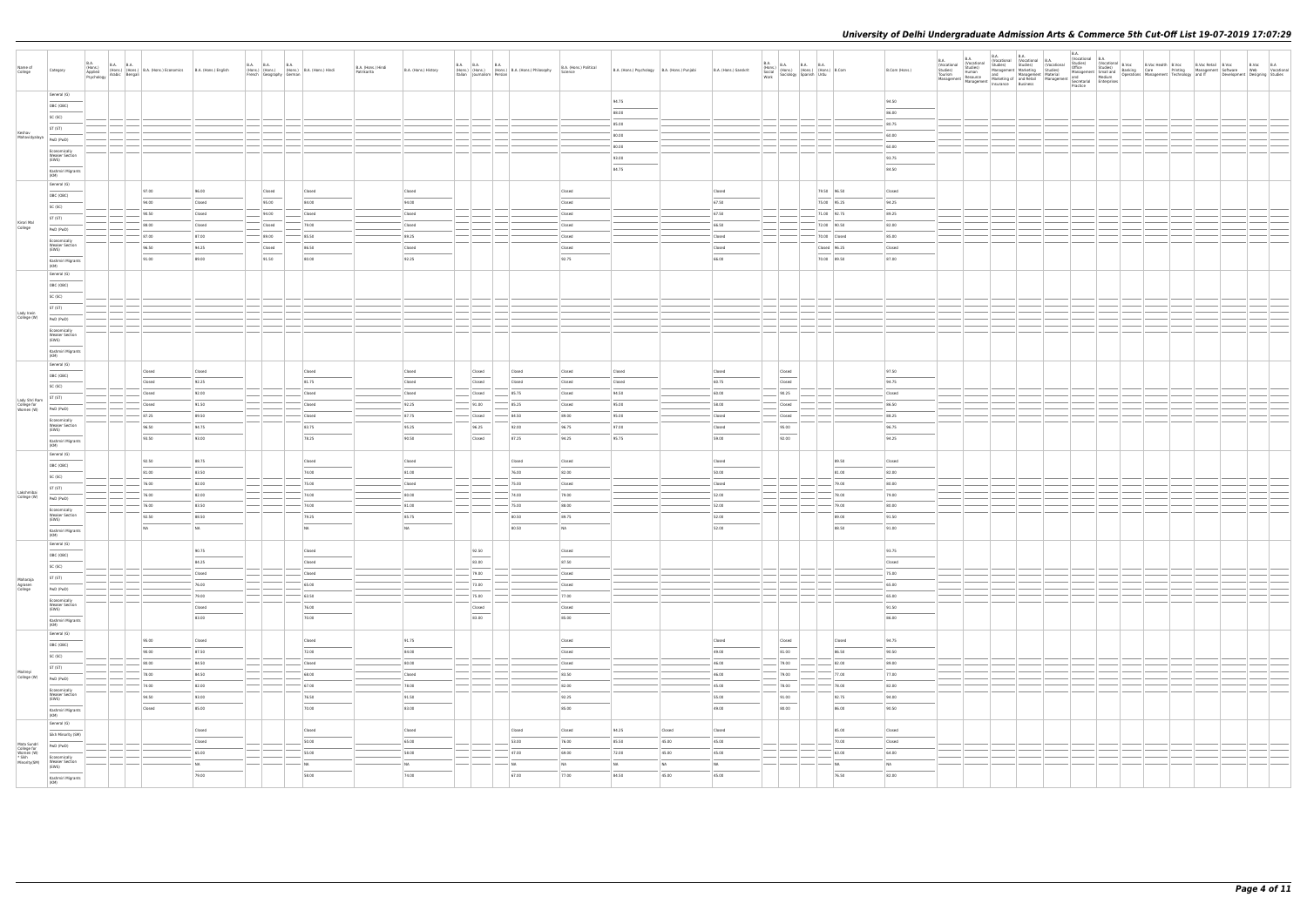# University of Delhi Undergraduate Admission Arts & Commerce 5th Cut-Off List 19-07-2019 17:07:29

| Name of College | Category | B.A. (Hons.) Applied Psychology | B.A. (Hons.) Arabic | B.A. (Hons.) Bengali | B.A. (Hons.) Economics | B.A. (Hons.) English | B.A. (Hons.) French | B.A. (Hons.) Geography | B.A. (Hons.) German | B.A. (Hons.) Hindi | B.A. (Hons.) Hindi Patrikarita | B.A. (Hons.) History | B.A. (Hons.) Italian | B.A. (Hons.) Journalism | B.A. (Hons.) Persian | B.A. (Hons.) Philosophy | B.A. (Hons.) Political Science | B.A. (Hons.) Psychology | B.A. (Hons.) Punjabi | B.A. (Hons.) Sanskrit | B.A. (Hons.) Social Work | B.A. (Hons.) Sociology | B.A. (Hons.) Spanish | B.A. (Hons.) Urdu | B.Com | B.Com (Hons.) | B.A. (Vocational Studies) Tourism Management | B.A. (Vocational Studies) Human Resource Management | B.A. (Vocational Studies) Management and Marketing of Insurance | B.A. (Vocational Studies) Marketing Management and Retail Business | B.A. (Vocational Studies) Material Management | B.A. (Vocational Studies) Office Management and Secretarial Practice | B.A. (Vocational Studies) Small and Medium Enterprises | B.Voc Banking Operations | B.Voc Health Care Management | B.Voc Printing Technology | B.Voc Retail Management and IT | B.Voc Software Development | B.Voc Web Designing | B.A Vocational Studies |
|---|---|---|---|---|---|---|---|---|---|---|---|---|---|---|---|---|---|---|---|---|---|---|---|---|---|---|---|---|---|---|---|---|---|---|---|---|---|---|---|---|
| Keshav Mahavidyalaya | General (G) | | | | | | | | | | | | | | | | | 94.75 | | | | | | | | 94.50 | | | | | | | | | | | | | | |
| | OBC (OBC) | | | | | | | | | | | | | | | | | 88.00 | | | | | | | | 86.00 | | | | | | | | | | | | | | |
| | SC (SC) | | | | | | | | | | | | | | | | | 85.00 | | | | | | | | 80.75 | | | | | | | | | | | | | | |
| | ST (ST) | | | | | | | | | | | | | | | | | 80.00 | | | | | | | | 60.00 | | | | | | | | | | | | | | |
| | PwD (PwD) | | | | | | | | | | | | | | | | | 80.00 | | | | | | | | 60.00 | | | | | | | | | | | | | | |
| | Economically Weaker Section (EWS) | | | | | | | | | | | | | | | | | 93.00 | | | | | | | | 93.75 | | | | | | | | | | | | | | |
| | Kashmiri Migrants (KM) | | | | | | | | | | | | | | | | | 88.75 | | | | | | | | 84.50 | | | | | | | | | | | | | | |
| Kirori Mal College | General (G) | | | | 97.00 | 96.00 | | Closed | | Closed | | Closed | | | | | Closed | | | Closed | | | | 79.50 | 96.50 | Closed | | | | | | | | | | | | | | |
| | OBC (OBC) | | | | 94.00 | Closed | | 95.00 | | 84.00 | | 94.00 | | | | | Closed | | | 67.50 | | | | 75.00 | 95.25 | 94.25 | | | | | | | | | | | | | | |
| | SC (SC) | | | | 90.50 | Closed | | 94.00 | | Closed | | Closed | | | | | Closed | | | 67.50 | | | | 75.00 | 92.75 | 89.25 | | | | | | | | | | | | | | |
| | ST (ST) | | | | 88.00 | Closed | | Closed | | 79.00 | | Closed | | | | | Closed | | | 66.50 | | | | 72.00 | 90.50 | 92.00 | | | | | | | | | | | | | | |
| | PwD (PwD) | | | | 87.00 | 87.00 | | 89.00 | | 65.50 | | 89.25 | | | | | Closed | | | Closed | | | | 70.00 | Closed | 85.00 | | | | | | | | | | | | | | |
| | Economically Weaker Section (EWS) | | | | 96.50 | 94.25 | | Closed | | 86.50 | | Closed | | | | | Closed | | | Closed | | | | Closed | 96.25 | Closed | | | | | | | | | | | | | | |
| | Kashmiri Migrants (KM) | | | | 91.00 | 89.00 | | 91.50 | | 80.00 | | 92.25 | | | | | 92.75 | | | 66.00 | | | | 70.00 | 89.50 | 97.00 | | | | | | | | | | | | | | |
| Lady Irwin College (W) | General (G) | | | | | | | | | | | | | | | | | | | | | | | | | | | | | | | | | | | | | | | |
| | OBC (OBC) | | | | | | | | | | | | | | | | | | | | | | | | | | | | | | | | | | | | | | | |
| | SC (SC) | | | | | | | | | | | | | | | | | | | | | | | | | | | | | | | | | | | | | | | |
| | ST (ST) | | | | | | | | | | | | | | | | | | | | | | | | | | | | | | | | | | | | | | | |
| | PwD (PwD) | | | | | | | | | | | | | | | | | | | | | | | | | | | | | | | | | | | | | | | |
| | Economically Weaker Section (EWS) | | | | | | | | | | | | | | | | | | | | | | | | | | | | | | | | | | | | | | | |
| | Kashmiri Migrants (KM) | | | | | | | | | | | | | | | | | | | | | | | | | | | | | | | | | | | | | | | |
| Lady Shri Ram College for Women (W) | General (G) | | | | Closed | Closed | | | | Closed | | Closed | | Closed | | Closed | Closed | Closed | | Closed | | Closed | | | | 97.50 | | | | | | | | | | | | | | |
| | OBC (OBC) | | | | Closed | 92.25 | | | | 91.75 | | Closed | | Closed | | Closed | Closed | Closed | | 60.75 | | Closed | | | | 94.75 | | | | | | | | | | | | | | |
| | SC (SC) | | | | Closed | 92.00 | | | | Closed | | Closed | | Closed | | 85.75 | Closed | 94.50 | | 60.00 | | 90.25 | | | | Closed | | | | | | | | | | | | | | |
| | ST (ST) | | | | Closed | 91.50 | | | | Closed | | 92.25 | | 91.00 | | 85.25 | Closed | 95.00 | | 58.00 | | Closed | | | | 96.50 | | | | | | | | | | | | | | |
| | PwD (PwD) | | | | 97.25 | 89.50 | | | | Closed | | 87.75 | | Closed | | 84.50 | 89.00 | 95.00 | | Closed | | Closed | | | | 88.25 | | | | | | | | | | | | | | |
| | Economically Weaker Section (EWS) | | | | 96.50 | 96.75 | | | | 83.75 | | 95.25 | | 96.25 | | 92.00 | 96.75 | 97.00 | | Closed | | 95.00 | | | | 96.75 | | | | | | | | | | | | | | |
| | Kashmiri Migrants (KM) | | | | 93.50 | 93.00 | | | | 78.25 | | 93.50 | | Closed | | 87.25 | 94.25 | 95.75 | | 59.00 | | 92.00 | | | | 94.25 | | | | | | | | | | | | | | |
| Lakshmibai College (W) | General (G) | | | | 92.50 | 89.75 | | | | Closed | | Closed | | | | Closed | Closed | | | Closed | | | | | 89.50 | Closed | | | | | | | | | | | | | | |
| | OBC (OBC) | | | | 81.00 | 83.50 | | | | 74.00 | | 81.00 | | | | 76.00 | 82.00 | | | 50.00 | | | | | 81.00 | 82.00 | | | | | | | | | | | | | | |
| | SC (SC) | | | | 76.00 | 82.00 | | | | 75.00 | | Closed | | | | 75.00 | Closed | | | Closed | | | | | 79.00 | 80.00 | | | | | | | | | | | | | | |
| | ST (ST) | | | | 76.00 | 82.00 | | | | 74.00 | | 80.00 | | | | 74.00 | 79.00 | | | 52.00 | | | | | 79.00 | 79.00 | | | | | | | | | | | | | | |
| | PwD (PwD) | | | | 76.00 | 83.50 | | | | 74.00 | | 81.00 | | | | 75.00 | 88.00 | | | 52.00 | | | | | 79.00 | 80.00 | | | | | | | | | | | | | | |
| | Economically Weaker Section (EWS) | | | | 92.50 | 88.50 | | | | 79.25 | | 85.75 | | | | 80.50 | 89.75 | | | 52.00 | | | | | 89.00 | 91.50 | | | | | | | | | | | | | | |
| | Kashmiri Migrants (KM) | | | | NA | NA | | | | NA | | NA | | | | 80.50 | NA | | | 52.00 | | | | | 89.50 | 91.80 | | | | | | | | | | | | | | |
| Maharaja Agrasen College | General (G) | | | | | 90.75 | | | | Closed | | | | 92.50 | | | Closed | | | | | | | | | 93.75 | | | | | | | | | | | | | | |
| | OBC (OBC) | | | | | 84.25 | | | | Closed | | | | 83.00 | | | 87.50 | | | | | | | | | Closed | | | | | | | | | | | | | | |
| | SC (SC) | | | | | Closed | | | | Closed | | | | 79.00 | | | Closed | | | | | | | | | 75.00 | | | | | | | | | | | | | | |
| | ST (ST) | | | | | 76.00 | | | | 65.00 | | | | 73.00 | | | Closed | | | | | | | | | 65.00 | | | | | | | | | | | | | | |
| | PwD (PwD) | | | | | 79.00 | | | | 63.50 | | | | 75.00 | | | 77.00 | | | | | | | | | 65.00 | | | | | | | | | | | | | | |
| | Economically Weaker Section (EWS) | | | | | Closed | | | | 76.00 | | | | Closed | | | Closed | | | | | | | | | 91.50 | | | | | | | | | | | | | | |
| | Kashmiri Migrants (KM) | | | | | 83.00 | | | | 70.00 | | | | 83.00 | | | 85.00 | | | | | | | | | 86.00 | | | | | | | | | | | | | | |
| Maitreyi College (W) | General (G) | | | | 95.00 | Closed | | | | Closed | | 91.75 | | | | | Closed | | | Closed | | Closed | | | Closed | 94.75 | | | | | | | | | | | | | | |
| | OBC (OBC) | | | | 90.00 | 87.50 | | | | 72.00 | | 84.00 | | | | | Closed | | | 49.00 | | 93.00 | | | 86.50 | 90.50 | | | | | | | | | | | | | | |
| | SC (SC) | | | | 88.00 | 86.50 | | | | Closed | | 80.00 | | | | | Closed | | | 46.00 | | 79.00 | | | 82.00 | 89.00 | | | | | | | | | | | | | | |
| | ST (ST) | | | | 78.00 | 84.50 | | | | 68.00 | | Closed | | | | | 83.50 | | | 46.00 | | 79.00 | | | 77.00 | 77.00 | | | | | | | | | | | | | | |
| | PwD (PwD) | | | | 74.00 | 82.00 | | | | 67.00 | | 78.00 | | | | | 82.00 | | | 45.00 | | 78.00 | | | 78.00 | 82.00 | | | | | | | | | | | | | | |
| | Economically Weaker Section (EWS) | | | | 94.50 | 93.00 | | | | 76.50 | | 91.50 | | | | | 92.25 | | | 55.00 | | 91.00 | | | 92.75 | 94.00 | | | | | | | | | | | | | | |
| | Kashmiri Migrants (KM) | | | | Closed | 85.00 | | | | 70.00 | | 83.00 | | | | | 85.00 | | | 49.00 | | 88.00 | | | 86.00 | 90.50 | | | | | | | | | | | | | | |
| Mata Sundri College for Women (W) * Sikh Minority(SM) | General (G) | | | | | Closed | | | | Closed | | Closed | | | | Closed | Closed | 94.25 | Closed | Closed | | | | | 85.00 | Closed | | | | | | | | | | | | | | |
| | Sikh Minority (SM) | | | | | Closed | | | | 50.00 | | 65.00 | | | | 53.00 | 76.00 | 85.50 | 45.00 | 45.00 | | | | | 70.00 | Closed | | | | | | | | | | | | | | |
| | PwD (PwD) | | | | | 65.00 | | | | 55.00 | | 58.00 | | | | 47.00 | 64.00 | 72.00 | 45.00 | 45.00 | | | | | 63.00 | 64.00 | | | | | | | | | | | | | | |
| | Economically Weaker Section (EWS) | | | | | NA | | | | NA | | NA | | | | NA | NA | NA | NA | NA | | | | | NA | NA | | | | | | | | | | | | | | |
| | Kashmiri Migrants (KM) | | | | | 79.00 | | | | 58.00 | | 74.00 | | | | 67.00 | 77.00 | 84.50 | 45.00 | 45.00 | | | | | 76.50 | 92.80 | | | | | | | | | | | | | | |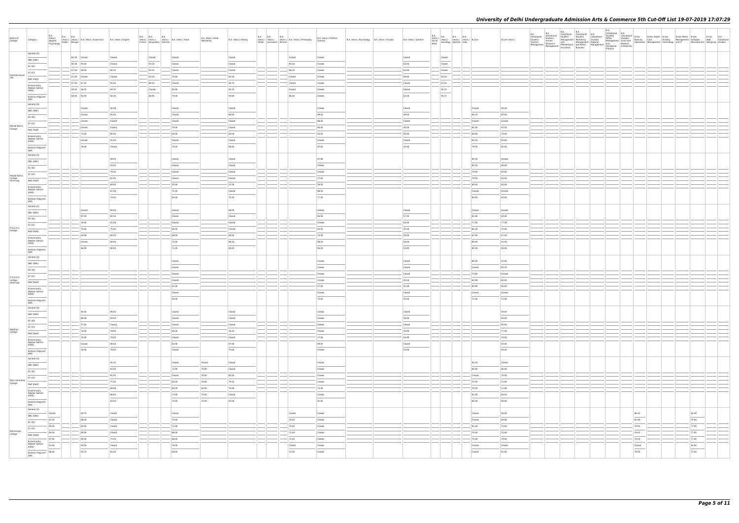# University of Delhi Undergraduate Admission Arts & Commerce 5th Cut-Off List 19-07-2019 17:07:29

| Name of College | Category | B.A. (Hons.) Applied Psychology | B.A. (Hons.) Arabic | B.A. (Hons.) Bengali | B.A. (Hons.) Economics | B.A. (Hons.) English | B.A. (Hons.) French | B.A. (Hons.) Geography | B.A. (Hons.) German | B.A. (Hons.) Hindi | B.A. (Hons.) Hindi Patrikarita | B.A. (Hons.) History | B.A. (Hons.) Italian | B.A. (Hons.) Journalism | B.A. (Hons.) Persian | B.A. (Hons.) Philosophy | B.A. (Hons.) Political Science | B.A. (Hons.) Psychology | B.A. (Hons.) Punjabi | B.A. (Hons.) Sanskrit | B.A. (Hons.) Social Work | B.A. (Hons.) Sociology | B.A. (Hons.) Spanish | B.A. (Hons.) Urdu | B.Com | B.Com (Hons.) | B.A. (Vocational Studies) Tourism Management | B.A. (Vocational Studies) Human Resource Management | B.A. (Vocational Studies) Management and Marketing of Insurance | B.A. (Vocational Studies) Marketing Management and Retail Business | B.A. (Vocational Studies) Material Management | B.A. (Vocational Studies) Office Management and Secretarial Practice | B.A. (Vocational Studies) Small and Medium Enterprises | B.Voc Banking Operations | B.Voc Health Care Management | B.Voc Printing Technology | B.Voc Retail Management and IT | B.Voc Software Development | B.Voc Web Designing | B.A. Vocational Studies |
|---|---|---|---|---|---|---|---|---|---|---|---|---|---|---|---|---|---|---|---|---|---|---|---|---|---|---|---|---|---|---|---|---|---|---|---|---|---|---|---|---|
| Miranda House (W) | General (G) | | | 60.00 | Closed | Closed | | Closed | | Closed | | Closed | | | | Closed | Closed | | | Closed | | Closed | | | | | | | | | | | | | | | | | | | |
| | OBC (OBC) | | | 58.00 | 98.50 | Closed | | 93.50 | | Closed | | Closed | | | | 93.00 | Closed | | | 63.00 | | Closed | | | | | | | | | | | | | | | | | | | |
| | SC (SC) | | | 57.00 | 90.50 | 90.25 | | 93.25 | | Closed | | Closed | | | | 88.25 | Closed | | | 63.00 | | Closed | | | | | | | | | | | | | | | | | | | |
| | ST (ST) | | | 57.00 | Closed | Closed | | 93.00 | | 75.00 | | 94.25 | | | | Closed | Closed | | | 58.00 | | 93.50 | | | | | | | | | | | | | | | | | | | |
| | PwD (PwD) | | | 57.00 | 87.25 | 91.50 | | 86.50 | | Closed | | 90.75 | | | | Closed | Closed | | | Closed | | 87.00 | | | | | | | | | | | | | | | | | | | |
| | Economically Weaker Section (EWS) | | | 59.50 | 96.25 | 94.75 | | Closed | | 85.00 | | 95.75 | | | | Closed | Closed | | | Closed | | 95.25 | | | | | | | | | | | | | | | | | | | |
| | Kashmiri Migrants (KM) | | | 58.00 | 92.00 | 92.00 | | 86.50 | | 79.00 | | 94.00 | | | | 86.50 | Closed | | | 62.00 | | 95.75 | | | | | | | | | | | | | | | | | | | |
| Motilal Nehru College | General (G) | | | | Closed | 92.00 | | | | Closed | | Closed | | | | | Closed | | | Closed | | | | | Closed | 94.25 | | | | | | | | | | | | | | | |
| | OBC (OBC) | | | | Closed | 85.00 | | | | Closed | | 88.00 | | | | | 89.00 | | | 48.00 | | | | | 84.75 | 89.00 | | | | | | | | | | | | | | | |
| | SC (SC) | | | | Closed | Closed | | | | Closed | | Closed | | | | | 88.50 | | | Closed | | | | | Closed | Closed | | | | | | | | | | | | | | | |
| | ST (ST) | | | | Closed | Closed | | | | 70.00 | | Closed | | | | | 85.00 | | | 45.00 | | | | | 65.00 | 63.00 | | | | | | | | | | | | | | | |
| | PwD (PwD) | | | | 73.00 | 80.00 | | | | 65.00 | | 83.00 | | | | | 83.00 | | | 45.00 | | | | | 88.00 | 79.00 | | | | | | | | | | | | | | | |
| | Economically Weaker Section (EWS) | | | | Closed | 91.50 | | | | Closed | | Closed | | | | | Closed | | | Closed | | | | | 92.25 | 93.00 | | | | | | | | | | | | | | | |
| | Kashmiri Migrants (KM) | | | | 78.00 | Closed | | | | 70.00 | | 86.00 | | | | | 87.00 | | | 45.00 | | | | | 79.00 | 80.00 | | | | | | | | | | | | | | | |
| Motilal Nehru College (Evening) | General (G) | | | | | 89.00 | | | | Closed | | Closed | | | | | 87.50 | | | | | | | | 90.00 | Closed | | | | | | | | | | | | | | | |
| | OBC (OBC) | | | | | 83.00 | | | | Closed | | Closed | | | | | Closed | | | | | | | | 85.50 | 86.00 | | | | | | | | | | | | | | | |
| | SC (SC) | | | | | 79.50 | | | | Closed | | Closed | | | | | Closed | | | | | | | | 79.00 | 82.00 | | | | | | | | | | | | | | | |
| | ST (ST) | | | | | 82.00 | | | | Closed | | Closed | | | | | 77.00 | | | | | | | | 79.00 | 82.00 | | | | | | | | | | | | | | | |
| | PwD (PwD) | | | | | 69.00 | | | | 55.00 | | 57.00 | | | | | 59.00 | | | | | | | | 60.00 | 62.00 | | | | | | | | | | | | | | | |
| | Economically Weaker Section (EWS) | | | | | 87.00 | | | | 71.00 | | Closed | | | | | 86.00 | | | | | | | | Closed | Closed | | | | | | | | | | | | | | | |
| | Kashmiri Migrants (KM) | | | | | 79.00 | | | | 65.00 | | 75.50 | | | | | 77.50 | | | | | | | | 80.00 | 82.00 | | | | | | | | | | | | | | | |
| P.G.D.A.V. College | General (G) | | | | Closed | 90.50 | | | | Closed | | 89.00 | | | | | Closed | | | Closed | | | | | Closed | Closed | | | | | | | | | | | | | | | |
| | OBC (OBC) | | | | 87.00 | 82.50 | | | | Closed | | Closed | | | | | 85.50 | | | 57.00 | | | | | 83.00 | 84.00 | | | | | | | | | | | | | | | |
| | SC (SC) | | | | 78.00 | 81.00 | | | | Closed | | Closed | | | | | Closed | | | 54.00 | | | | | 77.00 | 77.50 | | | | | | | | | | | | | | | |
| | ST (ST) | | | | 78.00 | 75.00 | | | | 65.00 | | Closed | | | | | 83.50 | | | 50.00 | | | | | 65.00 | 70.00 | | | | | | | | | | | | | | | |
| | PwD (PwD) | | | | 64.00 | 64.00 | | | | 68.00 | | 68.00 | | | | | 74.00 | | | 50.00 | | | | | 67.00 | 67.00 | | | | | | | | | | | | | | | |
| | Economically Weaker Section (EWS) | | | | Closed | 89.00 | | | | 75.00 | | 86.50 | | | | | 88.50 | | | 56.00 | | | | | 89.00 | 91.50 | | | | | | | | | | | | | | | |
| | Kashmiri Migrants (KM) | | | | 86.50 | 84.00 | | | | 71.00 | | 80.00 | | | | | 85.00 | | | 53.00 | | | | | 86.00 | 85.00 | | | | | | | | | | | | | | | |
| P.G.D.A.V. College (Evening) | General (G) | | | | | | | | | Closed | | | | | | | Closed | | | Closed | | | | | 89.00 | 91.00 | | | | | | | | | | | | | | | |
| | OBC (OBC) | | | | | | | | | Closed | | | | | | | Closed | | | Closed | | | | | Closed | 82.25 | | | | | | | | | | | | | | | |
| | SC (SC) | | | | | | | | | Closed | | | | | | | Closed | | | Closed | | | | | 73.00 | Closed | | | | | | | | | | | | | | | |
| | ST (ST) | | | | | | | | | Closed | | | | | | | Closed | | | 45.00 | | | | | 63.00 | 60.00 | | | | | | | | | | | | | | | |
| | PwD (PwD) | | | | | | | | | 51.00 | | | | | | | 57.00 | | | 51.00 | | | | | 60.00 | 66.00 | | | | | | | | | | | | | | | |
| | Economically Weaker Section (EWS) | | | | | | | | | Closed | | | | | | | Closed | | | Closed | | | | | Closed | Closed | | | | | | | | | | | | | | | |
| | Kashmiri Migrants (KM) | | | | | | | | | 59.00 | | | | | | | 72.00 | | | 55.00 | | | | | 71.00 | 72.00 | | | | | | | | | | | | | | | |
| Rajdhani College | General (G) | | | | 94.50 | 90.00 | | | | Closed | | Closed | | | | | Closed | | | Closed | | | | | | 94.00 | | | | | | | | | | | | | | | |
| | OBC (OBC) | | | | 88.00 | 83.00 | | | | Closed | | Closed | | | | | Closed | | | 58.00 | | | | | | 85.00 | | | | | | | | | | | | | | | |
| | SC (SC) | | | | 77.00 | Closed | | | | Closed | | Closed | | | | | Closed | | | Closed | | | | | | 80.00 | | | | | | | | | | | | | | | |
| | ST (ST) | | | | 78.00 | 79.00 | | | | 66.00 | | 78.25 | | | | | Closed | | | 55.00 | | | | | | 77.00 | | | | | | | | | | | | | | | |
| | PwD (PwD) | | | | 75.00 | 74.00 | | | | Closed | | Closed | | | | | 77.00 | | | 55.00 | | | | | | 78.00 | | | | | | | | | | | | | | | |
| | Economically Weaker Section (EWS) | | | | Closed | 88.50 | | | | 82.00 | | 87.00 | | | | | 89.50 | | | Closed | | | | | | 93.00 | | | | | | | | | | | | | | | |
| | Kashmiri Migrants (KM) | | | | 78.00 | 79.00 | | | | Closed | | 74.00 | | | | | Closed | | | 55.00 | | | | | | 84.00 | | | | | | | | | | | | | | | |
| Ram Lal Anand College | General (G) | | | | | 91.25 | | | | Closed | Closed | Closed | | | | | Closed | | | | | | | | 92.50 | Closed | | | | | | | | | | | | | | | |
| | OBC (OBC) | | | | | 83.00 | | | | 72.00 | 79.00 | Closed | | | | | Closed | | | | | | | | 85.00 | 86.00 | | | | | | | | | | | | | | | |
| | SC (SC) | | | | | 81.00 | | | | Closed | 76.00 | 80.50 | | | | | Closed | | | | | | | | Closed | 79.00 | | | | | | | | | | | | | | | |
| | ST (ST) | | | | | 77.50 | | | | 60.00 | 76.00 | 79.50 | | | | | Closed | | | | | | | | 70.00 | 72.00 | | | | | | | | | | | | | | | |
| | PwD (PwD) | | | | | 69.00 | | | | 60.00 | 62.00 | 70.00 | | | | | 73.00 | | | | | | | | 70.00 | 71.00 | | | | | | | | | | | | | | | |
| | Economically Weaker Section (EWS) | | | | | 86.00 | | | | 73.00 | 79.00 | Closed | | | | | Closed | | | | | | | | 91.00 | 92.50 | | | | | | | | | | | | | | | |
| | Kashmiri Migrants (KM) | | | | | 83.00 | | | | 70.00 | 75.00 | 82.00 | | | | | 81.50 | | | | | | | | 85.00 | 86.00 | | | | | | | | | | | | | | | |
| Ramanujan College | General (G) | Closed | | | 94.75 | Closed | | | | Closed | | | | | | Closed | Closed | | | | | | | | Closed | 94.00 | | | | | | | | 88.25 | | | | 85.50 | | |
| | OBC (OBC) | 97.00 | | | 86.00 | Closed | | | | 74.00 | | | | | | 76.00 | Closed | | | | | | | | Closed | 84.00 | | | | | | | | 80.00 | | | | 79.00 | | |
| | SC (SC) | 95.00 | | | 82.00 | Closed | | | | 72.00 | | | | | | 72.00 | Closed | | | | | | | | 81.00 | 75.00 | | | | | | | | 78.00 | | | | 77.00 | | |
| | ST (ST) | 94.00 | | | 80.00 | Closed | | | | 68.00 | | | | | | 72.00 | Closed | | | | | | | | 70.00 | 70.00 | | | | | | | | 78.00 | | | | 77.00 | | |
| | PwD (PwD) | 97.50 | | | 80.00 | 73.00 | | | | 68.00 | | | | | | 72.00 | Closed | | | | | | | | 74.00 | 74.00 | | | | | | | | 79.00 | | | | 77.00 | | |
| | Economically Weaker Section (EWS) | 91.00 | | | 93.50 | Closed | | | | 76.00 | | | | | | Closed | Closed | | | | | | | | Closed | Closed | | | | | | | | Closed | | | | 83.00 | | |
| | Kashmiri Migrants (KM) | 96.00 | | | 84.75 | 81.50 | | | | 68.00 | | | | | | 72.00 | Closed | | | | | | | | Closed | 81.00 | | | | | | | | 79.00 | | | | 77.00 | | |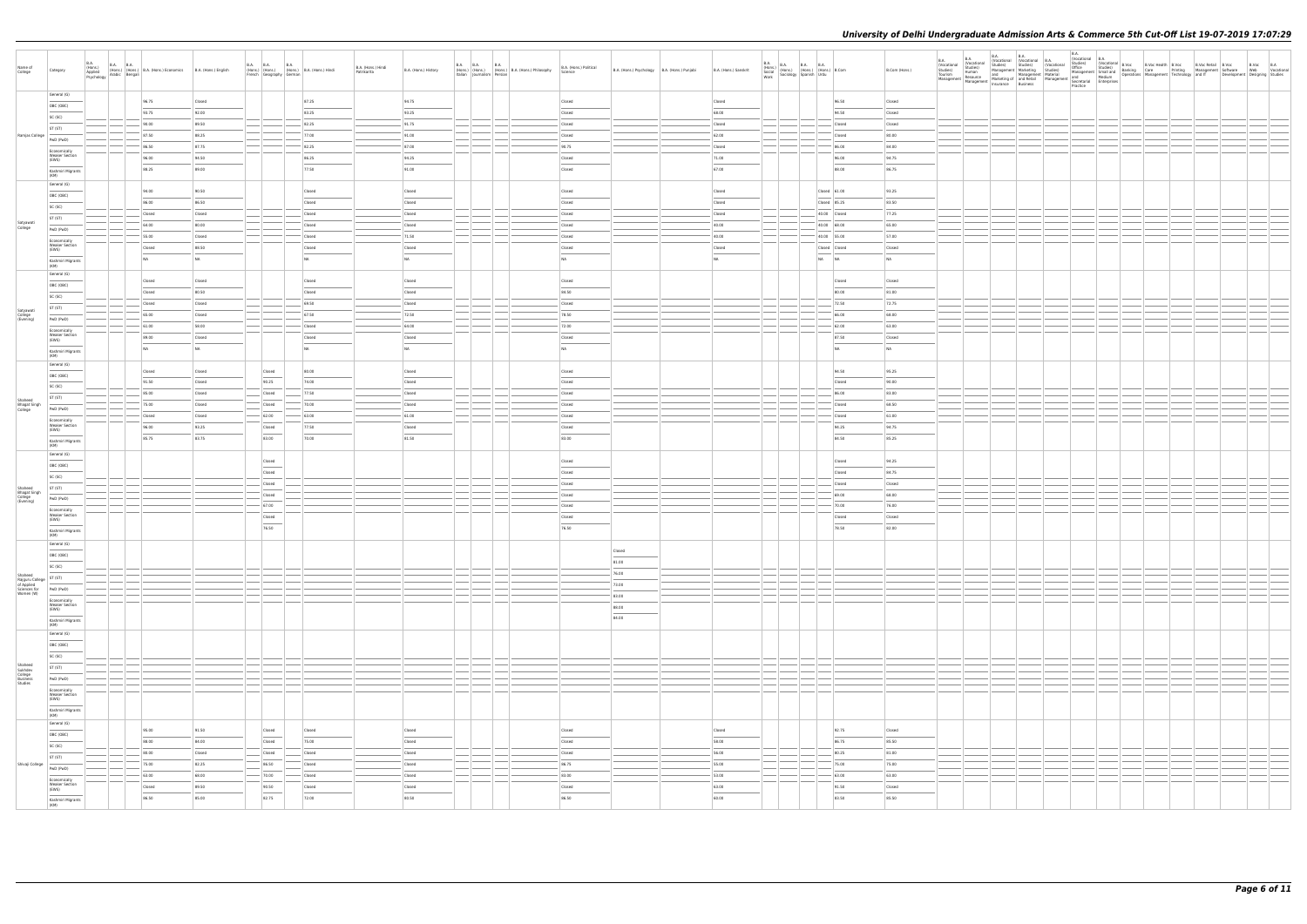| Name of College | Category | B.A. (Hons.) Applied Psychology | B.A. (Hons.) Arabic | B.A. (Hons.) Bengali | B.A. (Hons.) Economics | B.A. (Hons.) English | B.A. (Hons.) French | B.A. (Hons.) Geography | B.A. (Hons.) German | B.A. (Hons.) Hindi | B.A. (Hons.) Hindi Patrikarita | B.A. (Hons.) History | B.A. (Hons.) Italian | B.A. (Hons.) Journalism | B.A. (Hons.) Persian | B.A. (Hons.) Philosophy | B.A. (Hons.) Political Science | B.A. (Hons.) Psychology | B.A. (Hons.) Punjabi | B.A. (Hons.) Sanskrit | B.A. (Hons.) Social Work | B.A. (Hons.) Sociology | B.A. (Hons.) Spanish | B.A. (Hons.) Urdu | B.Com | B.Com (Hons.) | B.A. (Vocational Studies) Tourism Management | B.A. (Vocational Studies) Human Resource Management | B.A. (Vocational Studies) Management and Marketing of Insurance | B.A. (Vocational Studies) Marketing Management and Retail Business | B.A. (Vocational Studies) Material Management | B.A. (Vocational Studies) Office Management and Secretarial Practice | B.A. (Vocational Studies) Small and Medium Enterprises | B.Voc Banking Operations | B.Voc Health Care Management | B.Voc Printing Technology | B.Voc Retail Management and IT | B.Voc Software Development | B.Voc Web Designing | B.A. Vocational Studies |
|---|---|---|---|---|---|---|---|---|---|---|---|---|---|---|---|---|---|---|---|---|---|---|---|---|---|---|---|---|---|---|---|---|---|---|---|---|---|---|---|---|
| Ramjas College | General (G) | | | | 96.75 | Closed | | | | 87.25 | | 94.75 | | | | | Closed | | | Closed | | | | | 96.50 | Closed | | | | | | | | | | | | | | |
| | OBC (OBC) | | | | 93.75 | 92.00 | | | | 83.25 | | 93.25 | | | | | Closed | | | 68.00 | | | | | 94.50 | Closed | | | | | | | | | | | | | | |
| | SC (SC) | | | | 90.00 | 89.50 | | | | 82.25 | | 91.75 | | | | | Closed | | | Closed | | | | | Closed | Closed | | | | | | | | | | | | | | |
| | ST (ST) | | | | 87.50 | 88.25 | | | | 77.00 | | 91.00 | | | | | Closed | | | 62.00 | | | | | Closed | 80.00 | | | | | | | | | | | | | | |
| | PwD (PwD) | | | | 86.50 | 87.75 | | | | 82.25 | | 87.00 | | | | | 90.75 | | | Closed | | | | | 86.00 | 84.00 | | | | | | | | | | | | | | |
| | Economically Weaker Section (EWS) | | | | 96.00 | 94.50 | | | | 86.25 | | 94.25 | | | | | Closed | | | 71.00 | | | | | 96.00 | 96.75 | | | | | | | | | | | | | | |
| | Kashmiri Migrants (KM) | | | | 88.25 | 89.00 | | | | 77.50 | | 91.00 | | | | | Closed | | | 67.00 | | | | | 88.00 | 86.75 | | | | | | | | | | | | | | |
| Satyawati College | General (G) | | | | 94.00 | 90.50 | | | | Closed | | Closed | | | | | Closed | | | Closed | | | | Closed | 91.00 | 93.25 | | | | | | | | | | | | | | |
| | OBC (OBC) | | | | 86.00 | 86.50 | | | | Closed | | Closed | | | | | Closed | | | Closed | | | | Closed | 85.25 | 83.50 | | | | | | | | | | | | | | |
| | SC (SC) | | | | Closed | Closed | | | | Closed | | Closed | | | | | Closed | | | Closed | | | | 40.00 | Closed | 77.25 | | | | | | | | | | | | | | |
| | ST (ST) | | | | 64.00 | 80.00 | | | | Closed | | Closed | | | | | Closed | | | 40.00 | | | | 40.00 | 68.00 | 65.00 | | | | | | | | | | | | | | |
| | PwD (PwD) | | | | 55.00 | Closed | | | | Closed | | 71.50 | | | | | Closed | | | 40.00 | | | | 40.00 | 55.00 | 57.00 | | | | | | | | | | | | | | |
| | Economically Weaker Section (EWS) | | | | Closed | 86.50 | | | | Closed | | Closed | | | | | Closed | | | Closed | | | | Closed | Closed | Closed | | | | | | | | | | | | | | |
| | Kashmiri Migrants (KM) | | | | NA | NA | | | | NA | | NA | | | | | NA | | | NA | | | | NA | NA | NA | | | | | | | | | | | | | | |
| Satyawati College (Evening) | General (G) | | | | Closed | Closed | | | | Closed | | Closed | | | | | Closed | | | | | | | | Closed | Closed | | | | | | | | | | | | | | |
| | OBC (OBC) | | | | Closed | 80.50 | | | | Closed | | Closed | | | | | 84.50 | | | | | | | | 80.00 | 81.00 | | | | | | | | | | | | | | |
| | SC (SC) | | | | Closed | Closed | | | | 69.50 | | Closed | | | | | Closed | | | | | | | | 72.50 | 72.75 | | | | | | | | | | | | | | |
| | ST (ST) | | | | 65.00 | Closed | | | | 67.50 | | 72.50 | | | | | 78.50 | | | | | | | | 66.00 | 68.00 | | | | | | | | | | | | | | |
| | PwD (PwD) | | | | 61.00 | 59.00 | | | | Closed | | 69.00 | | | | | 72.00 | | | | | | | | 62.00 | 63.00 | | | | | | | | | | | | | | |
| | Economically Weaker Section (EWS) | | | | 89.00 | Closed | | | | Closed | | Closed | | | | | Closed | | | | | | | | 87.50 | Closed | | | | | | | | | | | | | | |
| | Kashmiri Migrants (KM) | | | | NA | NA | | | | NA | | NA | | | | | NA | | | | | | | | NA | NA | | | | | | | | | | | | | | |
| Shaheed Bhagat Singh College | General (G) | | | | Closed | Closed | | Closed | | 80.00 | | Closed | | | | | Closed | | | | | | | | 94.50 | 95.25 | | | | | | | | | | | | | | |
| | OBC (OBC) | | | | 91.50 | Closed | | 90.25 | | 74.00 | | Closed | | | | | Closed | | | | | | | | Closed | 90.00 | | | | | | | | | | | | | | |
| | SC (SC) | | | | 85.00 | Closed | | Closed | | 77.50 | | Closed | | | | | Closed | | | | | | | | 86.00 | 83.00 | | | | | | | | | | | | | | |
| | ST (ST) | | | | 75.00 | Closed | | Closed | | 70.00 | | Closed | | | | | Closed | | | | | | | | Closed | 69.50 | | | | | | | | | | | | | | |
| | PwD (PwD) | | | | Closed | Closed | | 62.00 | | 63.00 | | 61.00 | | | | | Closed | | | | | | | | Closed | 61.00 | | | | | | | | | | | | | | |
| | Economically Weaker Section (EWS) | | | | 96.00 | 93.25 | | Closed | | 77.50 | | Closed | | | | | Closed | | | | | | | | 94.25 | 94.75 | | | | | | | | | | | | | | |
| | Kashmiri Migrants (KM) | | | | 85.75 | 83.75 | | 83.00 | | 70.00 | | 81.50 | | | | | 83.00 | | | | | | | | 84.50 | 85.25 | | | | | | | | | | | | | | |
| Shaheed Bhagat Singh College (Evening) | General (G) | | | | | | | Closed | | | | | | | | | Closed | | | | | | | | Closed | 94.25 | | | | | | | | | | | | | | |
| | OBC (OBC) | | | | | | | Closed | | | | | | | | | Closed | | | | | | | | Closed | 84.75 | | | | | | | | | | | | | | |
| | SC (SC) | | | | | | | Closed | | | | | | | | | Closed | | | | | | | | Closed | Closed | | | | | | | | | | | | | | |
| | ST (ST) | | | | | | | Closed | | | | | | | | | Closed | | | | | | | | 69.00 | 68.00 | | | | | | | | | | | | | | |
| | PwD (PwD) | | | | | | | 67.00 | | | | | | | | | Closed | | | | | | | | 70.00 | 76.00 | | | | | | | | | | | | | | |
| | Economically Weaker Section (EWS) | | | | | | | Closed | | | | | | | | | Closed | | | | | | | | Closed | Closed | | | | | | | | | | | | | | |
| | Kashmiri Migrants (KM) | | | | | | | 76.50 | | | | | | | | | 76.50 | | | | | | | | 79.50 | 82.00 | | | | | | | | | | | | | | |
| Shaheed Rajguru College of Applied Sciences for Women (W) | General (G) | | | | | | | | | | | | | | | | | Closed | | | | | | | | | | | | | | | | | | | | | | |
| | OBC (OBC) | | | | | | | | | | | | | | | | | 81.00 | | | | | | | | | | | | | | | | | | | | | | |
| | SC (SC) | | | | | | | | | | | | | | | | | 76.00 | | | | | | | | | | | | | | | | | | | | | | |
| | ST (ST) | | | | | | | | | | | | | | | | | 73.00 | | | | | | | | | | | | | | | | | | | | | | |
| | PwD (PwD) | | | | | | | | | | | | | | | | | 83.00 | | | | | | | | | | | | | | | | | | | | | | |
| | Economically Weaker Section (EWS) | | | | | | | | | | | | | | | | | 88.00 | | | | | | | | | | | | | | | | | | | | | | |
| | Kashmiri Migrants (KM) | | | | | | | | | | | | | | | | | 84.00 | | | | | | | | | | | | | | | | | | | | | | |
| Shaheed Sukhdev College Business Studies | General (G) | | | | | | | | | | | | | | | | | | | | | | | | | | | | | | | | | | | | | | | |
| | OBC (OBC) | | | | | | | | | | | | | | | | | | | | | | | | | | | | | | | | | | | | | | | |
| | SC (SC) | | | | | | | | | | | | | | | | | | | | | | | | | | | | | | | | | | | | | | | |
| | ST (ST) | | | | | | | | | | | | | | | | | | | | | | | | | | | | | | | | | | | | | | | |
| | PwD (PwD) | | | | | | | | | | | | | | | | | | | | | | | | | | | | | | | | | | | | | | | |
| | Economically Weaker Section (EWS) | | | | | | | | | | | | | | | | | | | | | | | | | | | | | | | | | | | | | | | |
| | Kashmiri Migrants (KM) | | | | | | | | | | | | | | | | | | | | | | | | | | | | | | | | | | | | | | | |
| Shivaji College | General (G) | | | | 95.00 | 91.50 | | Closed | | Closed | | Closed | | | | | Closed | | | Closed | | | | | 92.75 | Closed | | | | | | | | | | | | | | |
| | OBC (OBC) | | | | 88.00 | 84.00 | | Closed | | 75.00 | | Closed | | | | | Closed | | | 58.00 | | | | | 86.75 | 85.50 | | | | | | | | | | | | | | |
| | SC (SC) | | | | 86.00 | Closed | | Closed | | Closed | | Closed | | | | | Closed | | | 56.00 | | | | | 80.25 | 81.00 | | | | | | | | | | | | | | |
| | ST (ST) | | | | 75.00 | 82.25 | | 86.50 | | Closed | | Closed | | | | | 86.75 | | | 55.00 | | | | | 75.00 | 75.00 | | | | | | | | | | | | | | |
| | PwD (PwD) | | | | 63.00 | 68.00 | | 70.00 | | Closed | | Closed | | | | | 83.00 | | | 53.00 | | | | | 63.00 | 63.00 | | | | | | | | | | | | | | |
| | Economically Weaker Section (EWS) | | | | Closed | 89.50 | | 90.50 | | Closed | | Closed | | | | | Closed | | | 63.00 | | | | | 91.50 | Closed | | | | | | | | | | | | | | |
| | Kashmiri Migrants (KM) | | | | 86.50 | 85.00 | | 82.75 | | 72.00 | | 80.50 | | | | | 86.50 | | | 60.00 | | | | | 83.50 | 85.50 | | | | | | | | | | | | | | |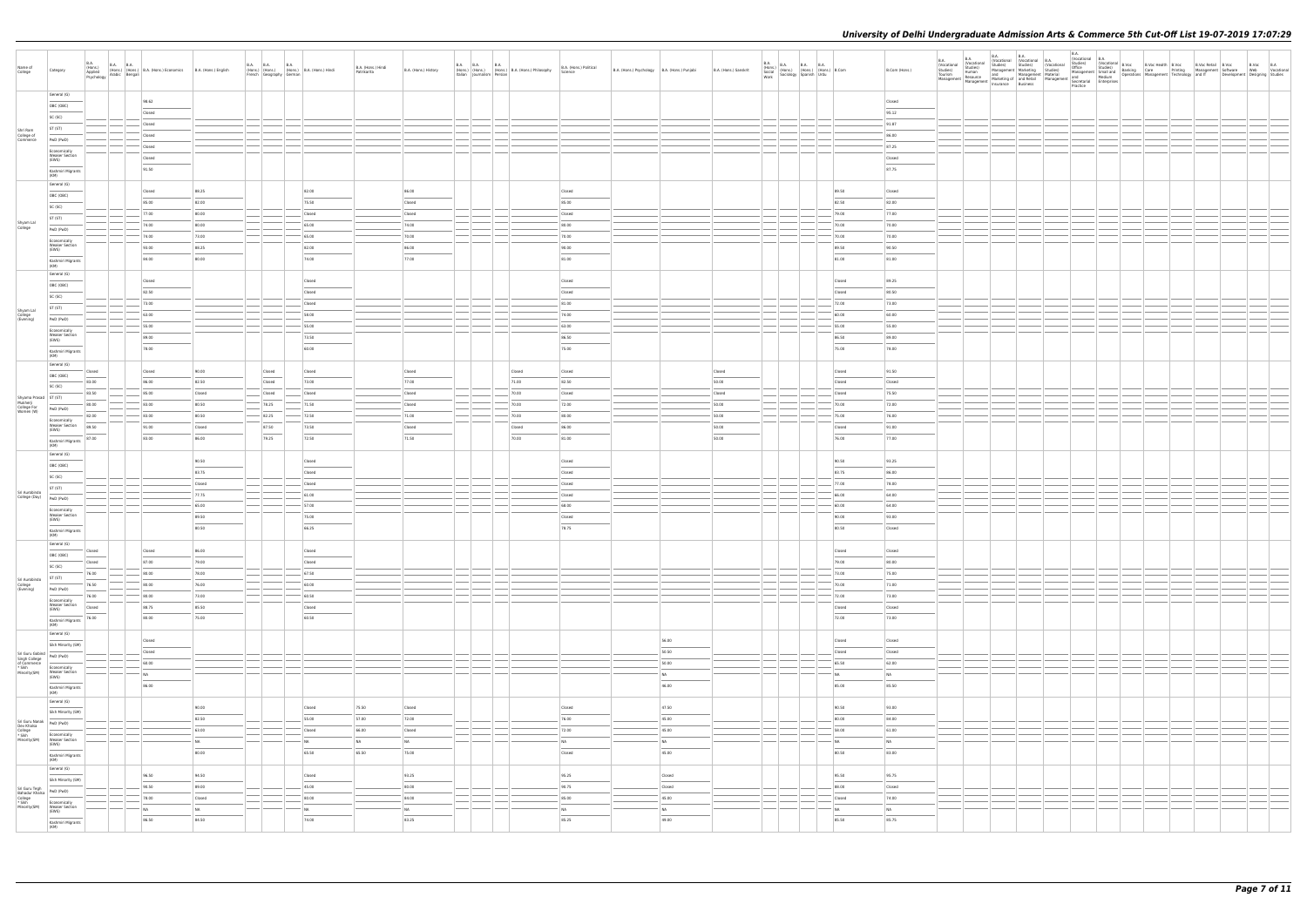| Name of College | Category | B.A. (Hons.) Applied Psychology | B.A. (Hons.) Arabic | B.A. (Hons.) Bengali | B.A. (Hons.) Economics | B.A. (Hons.) English | B.A. (Hons.) French | B.A. (Hons.) Geography | B.A. (Hons.) German | B.A. (Hons.) Hindi | B.A. (Hons.) Hindi Patrikarita | B.A. (Hons.) History | B.A. (Hons.) Italian | B.A. (Hons.) Journalism | B.A. (Hons.) Persian | B.A. (Hons.) Philosophy | B.A. (Hons.) Political Science | B.A. (Hons.) Psychology | B.A. (Hons.) Punjabi | B.A. (Hons.) Sanskrit | B.A. (Hons.) Social Work | B.A. (Hons.) Sociology | B.A. (Hons.) Spanish | B.A. (Hons.) Urdu | B.Com | B.Com (Hons.) | B.A. (Vocational Studies) Tourism Management | B.A. (Vocational Studies) Human Resource Management | B.A. (Vocational Studies) Management and Marketing of Insurance | B.A. (Vocational Studies) Marketing Management and Retail Business | B.A. (Vocational Studies) Material Management | B.A. (Vocational Studies) Office Management and Secretarial Practice | B.A. (Vocational Studies) Small and Medium Enterprises | B.Voc Banking Operations | B.Voc Health Care Management | B.Voc Printing Technology | B.Voc Retail Management and IT | B.Voc Software Development | B.Voc Web Designing | B.A. Vocational Studies |
|---|---|---|---|---|---|---|---|---|---|---|---|---|---|---|---|---|---|---|---|---|---|---|---|---|---|---|---|---|---|---|---|---|---|---|---|---|---|---|---|
| Shri Ram College of Commerce | General (G) | | | | 98.62 | | | | | | | | | | | | | | | | | | | | | Closed | | | | | | | | | | | | | | |
| | OBC (OBC) | | | | Closed | | | | | | | | | | | | | | | | | | | | | 95.12 | | | | | | | | | | | | | | |
| | SC (SC) | | | | Closed | | | | | | | | | | | | | | | | | | | | | 91.87 | | | | | | | | | | | | | | |
| | ST (ST) | | | | Closed | | | | | | | | | | | | | | | | | | | | | 86.00 | | | | | | | | | | | | | | |
| | PwD (PwD) | | | | Closed | | | | | | | | | | | | | | | | | | | | | 87.25 | | | | | | | | | | | | | | |
| | Economically Weaker Section (EWS) | | | | Closed | | | | | | | | | | | | | | | | | | | | | Closed | | | | | | | | | | | | | | |
| | Kashmiri Migrants (KM) | | | | 95.50 | | | | | | | | | | | | | | | | | | | | | 97.75 | | | | | | | | | | | | | | |
| Shyam Lal College | General (G) | | | | Closed | 88.25 | | | | 82.00 | | 86.00 | | | | | Closed | | | | | | | | 89.50 | Closed | | | | | | | | | | | | | | |
| | OBC (OBC) | | | | 85.00 | 82.00 | | | | 75.50 | | Closed | | | | | 85.00 | | | | | | | | 82.50 | 82.00 | | | | | | | | | | | | | | |
| | SC (SC) | | | | 77.00 | 80.00 | | | | Closed | | Closed | | | | | Closed | | | | | | | | 79.00 | 77.00 | | | | | | | | | | | | | | |
| | ST (ST) | | | | 74.00 | 80.00 | | | | 65.00 | | 74.00 | | | | | 80.00 | | | | | | | | 70.00 | 70.00 | | | | | | | | | | | | | | |
| | PwD (PwD) | | | | 74.00 | 73.00 | | | | 65.00 | | 70.00 | | | | | 78.00 | | | | | | | | 70.00 | 70.00 | | | | | | | | | | | | | | |
| | Economically Weaker Section (EWS) | | | | 93.00 | 88.25 | | | | 82.00 | | 86.00 | | | | | 90.00 | | | | | | | | 89.50 | 90.50 | | | | | | | | | | | | | | |
| | Kashmiri Migrants (KM) | | | | 84.00 | 80.00 | | | | 74.00 | | 77.00 | | | | | 81.00 | | | | | | | | 81.00 | 81.00 | | | | | | | | | | | | | | |
| Shyam Lal College (Evening) | General (G) | | | | Closed | | | | | Closed | | | | | | | Closed | | | | | | | | Closed | 89.25 | | | | | | | | | | | | | | |
| | OBC (OBC) | | | | 82.50 | | | | | Closed | | | | | | | Closed | | | | | | | | Closed | 85.50 | | | | | | | | | | | | | | |
| | SC (SC) | | | | 73.00 | | | | | Closed | | | | | | | 81.00 | | | | | | | | 72.00 | 73.00 | | | | | | | | | | | | | | |
| | ST (ST) | | | | 63.00 | | | | | 58.00 | | | | | | | 74.00 | | | | | | | | 60.00 | 60.00 | | | | | | | | | | | | | | |
| | PwD (PwD) | | | | 55.00 | | | | | 55.00 | | | | | | | 63.00 | | | | | | | | 55.00 | 55.00 | | | | | | | | | | | | | | |
| | Economically Weaker Section (EWS) | | | | 89.00 | | | | | 73.50 | | | | | | | 86.50 | | | | | | | | 86.50 | 89.00 | | | | | | | | | | | | | | |
| | Kashmiri Migrants (KM) | | | | 78.00 | | | | | 60.00 | | | | | | | 75.00 | | | | | | | | 75.00 | 78.00 | | | | | | | | | | | | | | |
| Shyama Prasad Mukherji College For Women (W) | General (G) | Closed | | | Closed | 90.00 | | Closed | | Closed | | Closed | | | | Closed | Closed | | | Closed | | | | | Closed | 91.50 | | | | | | | | | | | | | | |
| | OBC (OBC) | 93.00 | | | 86.00 | 82.50 | | Closed | | 73.00 | | 77.00 | | | | 71.00 | 82.50 | | | 50.00 | | | | | Closed | Closed | | | | | | | | | | | | | | |
| | SC (SC) | 93.50 | | | 85.00 | Closed | | Closed | | Closed | | Closed | | | | 70.00 | Closed | | | Closed | | | | | Closed | 75.50 | | | | | | | | | | | | | | |
| | ST (ST) | 88.00 | | | 83.00 | 80.50 | | 78.25 | | 71.50 | | Closed | | | | 70.00 | 72.00 | | | 50.00 | | | | | 70.00 | 72.00 | | | | | | | | | | | | | | |
| | PwD (PwD) | 82.00 | | | 83.00 | 80.50 | | 82.25 | | 72.50 | | 71.00 | | | | 70.00 | 80.00 | | | 50.00 | | | | | 75.00 | 76.00 | | | | | | | | | | | | | | |
| | Economically Weaker Section (EWS) | 89.50 | | | 91.00 | Closed | | 87.50 | | 73.50 | | Closed | | | | Closed | 86.00 | | | 50.00 | | | | | Closed | 91.00 | | | | | | | | | | | | | | |
| | Kashmiri Migrants (KM) | 87.00 | | | 93.00 | 86.00 | | 79.25 | | 72.50 | | 71.50 | | | | 70.00 | 81.00 | | | 50.00 | | | | | 76.00 | 77.00 | | | | | | | | | | | | | | |
| Sri Aurobindo College (Day) | General (G) | | | | | 90.50 | | | | Closed | | | | | | | Closed | | | | | | | | 90.50 | 93.25 | | | | | | | | | | | | | | |
| | OBC (OBC) | | | | | 83.75 | | | | Closed | | | | | | | Closed | | | | | | | | 83.75 | 86.00 | | | | | | | | | | | | | | |
| | SC (SC) | | | | | Closed | | | | Closed | | | | | | | Closed | | | | | | | | 77.00 | 78.00 | | | | | | | | | | | | | | |
| | ST (ST) | | | | | 77.75 | | | | 61.00 | | | | | | | Closed | | | | | | | | 66.00 | 64.00 | | | | | | | | | | | | | | |
| | PwD (PwD) | | | | | 65.00 | | | | 57.00 | | | | | | | 68.00 | | | | | | | | 60.00 | 64.00 | | | | | | | | | | | | | | |
| | Economically Weaker Section (EWS) | | | | | 89.50 | | | | 75.00 | | | | | | | Closed | | | | | | | | 90.00 | 93.00 | | | | | | | | | | | | | | |
| | Kashmiri Migrants (KM) | | | | | 80.50 | | | | 66.25 | | | | | | | 78.75 | | | | | | | | 80.50 | Closed | | | | | | | | | | | | | | |
| Sri Aurobindo College (Evening) | General (G) | Closed | | | Closed | 86.00 | | | | Closed | | | | | | | | | | | | | | | Closed | Closed | | | | | | | | | | | | | | |
| | OBC (OBC) | Closed | | | 87.00 | 79.00 | | | | Closed | | | | | | | | | | | | | | | 79.00 | 80.00 | | | | | | | | | | | | | | |
| | SC (SC) | 76.00 | | | 80.00 | 78.00 | | | | 67.50 | | | | | | | | | | | | | | | 73.00 | 75.00 | | | | | | | | | | | | | | |
| | ST (ST) | 76.50 | | | 80.00 | 76.00 | | | | 60.00 | | | | | | | | | | | | | | | 70.00 | 71.00 | | | | | | | | | | | | | | |
| | PwD (PwD) | 76.00 | | | 80.00 | 73.00 | | | | 60.50 | | | | | | | | | | | | | | | 72.00 | 73.00 | | | | | | | | | | | | | | |
| | Economically Weaker Section (EWS) | Closed | | | 88.75 | 85.50 | | | | Closed | | | | | | | | | | | | | | | Closed | Closed | | | | | | | | | | | | | | |
| | Kashmiri Migrants (KM) | 76.00 | | | 80.00 | 75.00 | | | | 60.50 | | | | | | | | | | | | | | | 72.00 | 73.00 | | | | | | | | | | | | | | |
| Sri Guru Gobind Singh College of Commerce * Sikh Minority(SM) | General (G) | | | | Closed | | | | | | | | | | | | | | 56.00 | | | | | | Closed | Closed | | | | | | | | | | | | | | |
| | Sikh Minority (SM) | | | | Closed | | | | | | | | | | | | | | 50.50 | | | | | | Closed | Closed | | | | | | | | | | | | | | |
| | PwD (PwD) | | | | 68.00 | | | | | | | | | | | | | | 50.00 | | | | | | 65.50 | 62.00 | | | | | | | | | | | | | | |
| | Economically Weaker Section (EWS) | | | | NA | | | | | | | | | | | | | | NA | | | | | | NA | NA | | | | | | | | | | | | | | |
| | Kashmiri Migrants (KM) | | | | 96.00 | | | | | | | | | | | | | | 46.00 | | | | | | 85.00 | 95.50 | | | | | | | | | | | | | | |
| Sri Guru Nanak Dev Khalsa College * Sikh Minority(SM) | General (G) | | | | | 90.00 | | | | Closed | 75.50 | Closed | | | | | Closed | | 47.50 | | | | | | 90.50 | 93.00 | | | | | | | | | | | | | | |
| | Sikh Minority (SM) | | | | | 82.50 | | | | 55.00 | 57.00 | 72.00 | | | | | 76.00 | | 45.00 | | | | | | 80.00 | 84.00 | | | | | | | | | | | | | | |
| | PwD (PwD) | | | | | 63.00 | | | | Closed | 66.00 | Closed | | | | | 72.00 | | 45.00 | | | | | | 58.00 | 61.00 | | | | | | | | | | | | | | |
| | Economically Weaker Section (EWS) | | | | | NA | | | | NA | NA | NA | | | | | NA | | NA | | | | | | NA | NA | | | | | | | | | | | | | | |
| | Kashmiri Migrants (KM) | | | | | 80.00 | | | | 65.50 | 65.50 | 75.00 | | | | | Closed | | 45.00 | | | | | | 80.50 | 83.00 | | | | | | | | | | | | | | |
| Sri Guru Tegh Bahadur Khalsa College * Sikh Minority(SM) | General (G) | | | | 96.50 | 94.50 | | | | Closed | | 93.25 | | | | | 95.25 | | Closed | | | | | | 95.50 | 95.75 | | | | | | | | | | | | | | |
| | Sikh Minority (SM) | | | | 90.50 | 89.00 | | | | 45.00 | | 80.00 | | | | | 90.75 | | Closed | | | | | | 88.00 | Closed | | | | | | | | | | | | | | |
| | PwD (PwD) | | | | 78.00 | Closed | | | | 80.00 | | 84.00 | | | | | 85.00 | | 45.00 | | | | | | Closed | 74.00 | | | | | | | | | | | | | | |
| | Economically Weaker Section (EWS) | | | | NA | NA | | | | NA | | NA | | | | | NA | | NA | | | | | | NA | NA | | | | | | | | | | | | | | |
| | Kashmiri Migrants (KM) | | | | 86.50 | 84.50 | | | | 74.00 | | 83.25 | | | | | 85.25 | | 39.00 | | | | | | 85.50 | 85.75 | | | | | | | | | | | | | | |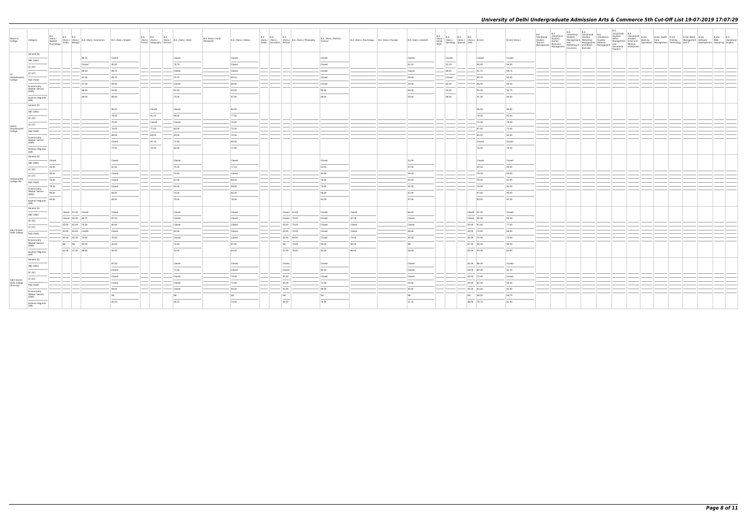| Name of College | Category | B.A. (Hons.) Applied Psychology | B.A. (Hons.) Arabic | B.A. (Hons.) Bengali | B.A. (Hons.) Economics | B.A. (Hons.) English | B.A. (Hons.) French | B.A. (Hons.) Geography | B.A. (Hons.) German | B.A. (Hons.) Hindi | B.A. (Hons.) Hindi Patrikarita | B.A. (Hons.) History | B.A. (Hons.) Italian | B.A. (Hons.) Journalism | B.A. (Hons.) Persian | B.A. (Hons.) Philosophy | B.A. (Hons.) Political Science | B.A. (Hons.) Psychology | B.A. (Hons.) Punjabi | B.A. (Hons.) Sanskrit | B.A. (Hons.) Social Work | B.A. (Hons.) Sociology | B.A. (Hons.) Spanish | B.A. (Hons.) Urdu | B.Com | B.Com (Hons.) | B.A. (Vocational Studies) Tourism Management | B.A. (Vocational Studies) Human Resource Management | B.A. (Vocational Studies) Management and Marketing of Insurance | B.A. (Vocational Studies) Marketing Management and Retail Business | B.A. (Vocational Studies) Material Management | B.A. (Vocational Studies) Office Management and Secretarial Practice | B.A. (Vocational Studies) Small and Medium Enterprises | B.Voc Banking Operations | B.Voc Health Care Management | B.Voc Printing Technology | B.Voc Retail Management and IT | B.Voc Software Development | B.Voc Web Designing | B.A. Vocational Studies |
|---|---|---|---|---|---|---|---|---|---|---|---|---|---|---|---|---|---|---|---|---|---|---|---|---|---|---|---|---|---|---|---|---|---|---|---|---|---|---|---|---|
| Sri Venkateswara College | General (G) | | | | 96.75 | Closed | | | | Closed | | Closed | | | | | Closed | | | Closed | | Closed | | | Closed | Closed | | | | | | | | | | | | | | |
| | OBC (OBC) | | | | Closed | 90.50 | | | | 78.75 | | Closed | | | | | Closed | | | 62.25 | | 91.25 | | | 94.00 | 94.00 | | | | | | | | | | | | | | |
| | SC (SC) | | | | 89.50 | 88.75 | | | | Closed | | Closed | | | | | Closed | | | Closed | | 88.00 | | | 91.75 | 89.75 | | | | | | | | | | | | | | |
| | ST (ST) | | | | 87.00 | 89.75 | | | | 75.75 | | 90.25 | | | | | Closed | | | 59.00 | | Closed | | | 89.75 | 83.00 | | | | | | | | | | | | | | |
| | PwD (PwD) | | | | 87.50 | 89.50 | | | | Closed | | 86.00 | | | | | Closed | | | 59.00 | | 85.00 | | | 86.00 | 86.50 | | | | | | | | | | | | | | |
| | Economically Weaker Section (EWS) | | | | 96.00 | 93.50 | | | | 82.50 | | 93.50 | | | | | 95.00 | | | 60.00 | | 93.00 | | | 95.50 | 95.75 | | | | | | | | | | | | | | |
| | Kashmiri Migrants (KM) | | | | 89.00 | 89.00 | | | | 75.00 | | 87.00 | | | | | 89.50 | | | 59.00 | | 86.00 | | | 91.50 | 89.50 | | | | | | | | | | | | | | |
| Swami Shraddhanand College | General (G) | | | | | 86.25 | | Closed | | Closed | | 82.00 | | | | | | | | | | | | | 86.50 | 89.00 | | | | | | | | | | | | | | |
| | OBC (OBC) | | | | | 79.00 | | 81.25 | | 68.00 | | 77.50 | | | | | | | | | | | | | 78.00 | 83.00 | | | | | | | | | | | | | | |
| | SC (SC) | | | | | 75.00 | | Closed | | Closed | | 73.50 | | | | | | | | | | | | | 74.00 | 76.00 | | | | | | | | | | | | | | |
| | ST (ST) | | | | | 70.00 | | 77.00 | | 60.00 | | 75.50 | | | | | | | | | | | | | 67.00 | 73.00 | | | | | | | | | | | | | | |
| | PwD (PwD) | | | | | 68.00 | | 69.00 | | 64.00 | | 72.50 | | | | | | | | | | | | | 65.00 | 65.00 | | | | | | | | | | | | | | |
| | Economically Weaker Section (EWS) | | | | | Closed | | 81.25 | | 72.00 | | 80.00 | | | | | | | | | | | | | Closed | Closed | | | | | | | | | | | | | | |
| | Kashmiri Migrants (KM) | | | | | 77.00 | | 75.00 | | 65.00 | | 77.00 | | | | | | | | | | | | | 76.50 | 79.00 | | | | | | | | | | | | | | |
| Vivekananda College (W) | General (G) | Closed | | | | Closed | | | | Closed | | Closed | | | | | Closed | | | 52.00 | | | | | Closed | Closed | | | | | | | | | | | | | | |
| | OBC (OBC) | 84.00 | | | | 81.00 | | | | 71.00 | | 77.25 | | | | | 83.00 | | | 47.00 | | | | | 82.50 | 85.00 | | | | | | | | | | | | | | |
| | SC (SC) | 80.00 | | | | Closed | | | | 70.00 | | Closed | | | | | 83.50 | | | 45.00 | | | | | 79.50 | 83.00 | | | | | | | | | | | | | | |
| | ST (ST) | 78.00 | | | | Closed | | | | 67.00 | | 68.50 | | | | | 78.00 | | | 45.00 | | | | | 79.50 | 81.00 | | | | | | | | | | | | | | |
| | PwD (PwD) | 78.50 | | | | Closed | | | | 65.00 | | 68.00 | | | | | 78.00 | | | 45.00 | | | | | 79.50 | 80.50 | | | | | | | | | | | | | | |
| | Economically Weaker Section (EWS) | 89.00 | | | | 88.50 | | | | 74.50 | | 80.25 | | | | | 86.00 | | | 47.00 | | | | | 87.00 | 90.00 | | | | | | | | | | | | | | |
| | Kashmiri Migrants (KM) | 84.00 | | | | 80.50 | | | | 70.00 | | 76.50 | | | | | 81.00 | | | 47.00 | | | | | 80.00 | 82.50 | | | | | | | | | | | | | | |
| Zakir Husain Delhi College | General (G) | | Closed | 52.00 | Closed | Closed | | | | Closed | | Closed | | | Closed | 82.00 | Closed | Closed | | 64.50 | | | | Closed | 91.00 | Closed | | | | | | | | | | | | | | |
| | OBC (OBC) | | Closed | 45.00 | 88.75 | 87.00 | | | | Closed | | Closed | | | Closed | 79.00 | Closed | 87.00 | | Closed | | | | Closed | 88.00 | 85.00 | | | | | | | | | | | | | | |
| | SC (SC) | | 45.00 | 45.00 | 79.50 | 80.00 | | | | Closed | | Closed | | | 45.00 | 74.00 | Closed | Closed | | Closed | | | | 45.00 | 81.00 | 77.00 | | | | | | | | | | | | | | |
| | ST (ST) | | 45.00 | 45.00 | Closed | Closed | | | | 63.50 | | Closed | | | 45.00 | 74.50 | Closed | Closed | | 48.00 | | | | 45.00 | 74.00 | 68.00 | | | | | | | | | | | | | | |
| | PwD (PwD) | | 45.00 | 45.00 | 78.00 | 70.00 | | | | Closed | | Closed | | | 45.00 | 64.00 | Closed | 73.00 | | 45.00 | | | | 45.00 | 70.00 | 70.00 | | | | | | | | | | | | | | |
| | Economically Weaker Section (EWS) | | NA | NA | 92.00 | 90.00 | | | | 75.50 | | 87.00 | | | NA | 79.00 | 89.00 | 94.00 | | NA | | | | 67.00 | 90.00 | 90.00 | | | | | | | | | | | | | | |
| | Kashmiri Migrants (KM) | | 63.00 | 67.00 | 86.00 | 84.00 | | | | 70.00 | | 80.00 | | | 55.00 | 79.00 | 82.00 | 86.00 | | 58.00 | | | | 63.00 | 83.00 | 83.00 | | | | | | | | | | | | | | |
| Zakir Husain Delhi College (Evening) | General (G) | | | | | 87.50 | | | | Closed | | Closed | | | Closed | | Closed | | | Closed | | | | 62.00 | 88.50 | Closed | | | | | | | | | | | | | | |
| | OBC (OBC) | | | | | Closed | | | | 72.00 | | Closed | | | Closed | | 80.50 | | | Closed | | | | 58.00 | 80.00 | 81.50 | | | | | | | | | | | | | | |
| | SC (SC) | | | | | Closed | | | | Closed | | 74.50 | | | 45.00 | | Closed | | | Closed | | | | 45.00 | 73.00 | Closed | | | | | | | | | | | | | | |
| | ST (ST) | | | | | Closed | | | | Closed | | 72.00 | | | 45.00 | | 74.00 | | | 45.00 | | | | 45.00 | 62.00 | 64.00 | | | | | | | | | | | | | | |
| | PwD (PwD) | | | | | 60.00 | | | | Closed | | 65.00 | | | 45.00 | | 68.00 | | | 45.00 | | | | 45.00 | 63.00 | 65.00 | | | | | | | | | | | | | | |
| | Economically Weaker Section (EWS) | | | | | NA | | | | NA | | NA | | | NA | | NA | | | NA | | | | NA | 88.00 | 89.75 | | | | | | | | | | | | | | |
| | Kashmiri Migrants (KM) | | | | | 80.25 | | | | 69.75 | | 74.00 | | | 49.50 | | 76.50 | | | 51.75 | | | | 46.00 | 79.75 | 81.00 | | | | | | | | | | | | | | |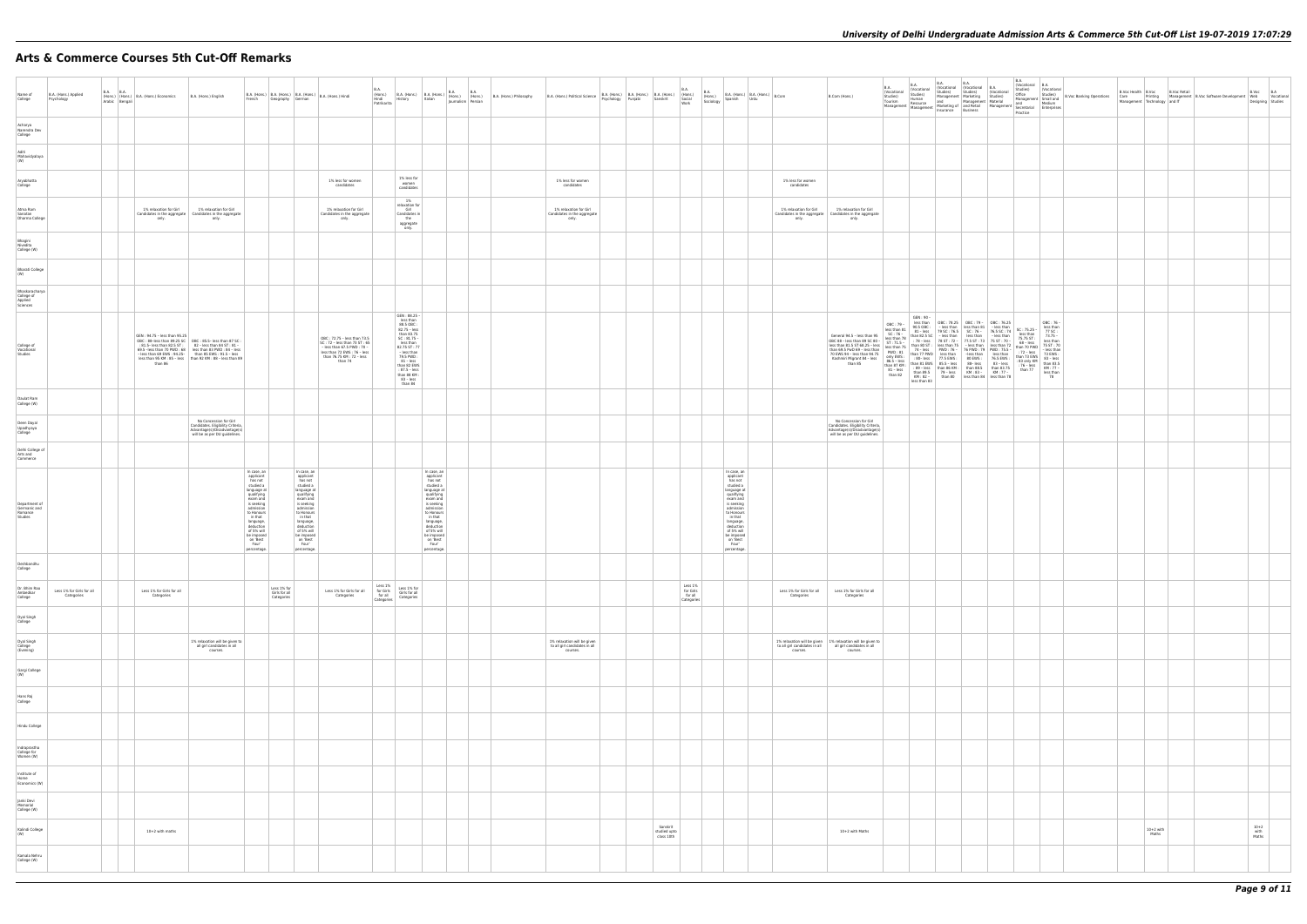# Arts & Commerce Courses 5th Cut-Off Remarks

| Name of College | B.A. (Hons.) Applied Psychology | B.A. (Hons.) Arabic | B.A. (Hons.) Bengali | B.A. (Hons.) Economics | B.A. (Hons.) English | B.A. (Hons.) French | B.A. (Hons.) Geography | B.A. (Hons.) German | B.A. (Hons.) Hindi | B.A. (Hons.) Hindi Patrikarita | B.A. (Hons.) History | B.A. (Hons.) Italian | B.A. (Hons.) Journalism | B.A. (Hons.) Persian | B.A. (Hons.) Philosophy | B.A. (Hons.) Political Science | B.A. (Hons.) Psychology | B.A. (Hons.) Punjabi | B.A. (Hons.) Sanskrit | B.A. (Hons.) Social Work | B.A. (Hons.) Sociology | B.A. (Hons.) Spanish | B.A. (Hons.) Urdu | B.Com | B.Com (Hons.) | B.A. (Vocational Studies) Tourism Management | B.A. (Vocational Studies) Human Resource Management | B.A. (Vocational Studies) Management and Marketing of Insurance | B.A. (Vocational Studies) Marketing Management and Retail Business | B.A. (Vocational Studies) Material Management | B.A. (Vocational Studies) Office Management and Secretarial Practice | B.A. (Vocational Studies) Small and Medium Enterprises | B.Voc Banking Operations | B.Voc Health Care Management | B.Voc Printing Technology | B.Voc Retail Management and IT | B.Voc Software Development | B.Voc Web Designing | B.A Vocational Studies |
|---|---|---|---|---|---|---|---|---|---|---|---|---|---|---|---|---|---|---|---|---|---|---|---|---|---|---|---|---|---|---|---|---|---|---|---|---|---|---|---|
| Acharya Narendra Dev College | | | | | | | | | | | | | | | | | | | | | | | | | | | | | | | | | | | | | | | |
| Aditi Mahavidyalaya (W) | | | | | | | | | | | | | | | | | | | | | | | | | | | | | | | | | | | | | | | |
| Aryabhatta College | | | | | | | | | 1% less for women candidates | | 1% less for women candidates | | | | | 1% less for women candidates | | | | | | | | 1% less for women candidates | | | | | | | | | | | | | | | |
| Atma Ram Sanatan Dharma College | | | | 1% relaxation for Girl Candidates in the aggregate only. | 1% relaxation for Girl Candidates in the aggregate only. | | | | 1% relaxation for Girl Candidates in the aggregate only. | | 1% relaxation for Girl Candidates in the aggregate only. | | | | | 1% relaxation for Girl Candidates in the aggregate only. | | | | | | | | 1% relaxation for Girl Candidates in the aggregate only. | 1% relaxation for Girl Candidates in the aggregate only. | | | | | | | | | | | | | | |
| Bhagini Nivedita College (W) | | | | | | | | | | | | | | | | | | | | | | | | | | | | | | | | | | | | | | | |
| Bharati College (W) | | | | | | | | | | | | | | | | | | | | | | | | | | | | | | | | | | | | | | | |
| Bhaskaracharya College of Applied Sciences | | | | | | | | | | | | | | | | | | | | | | | | | | | | | | | | | | | | | | | |
| College of Vocational Studies | | | | GEN : 94.75 – less than 95.25 OBC : 88 – less than 89.25 SC : 81.5 – less than 82.5 ST : 69.5 – less than 71 PWD : 64 – less than 68 EWS : 93.25 – less than 95 KM : 85 – less than 86 | OBC : 85.5 – less than 87 SC : 82 – less than 84 ST : 81 – less than 83 PWD : 69 – less than 85 EWS : 93.5 – less than 94 KM : 86 – less than 89 | | | | OBC : 72.75 – less than 73.5 SC : 72 – less than 73 ST : 69 – less than 67.5 PWD : 70 – less than 72 EWS : 76 – less than 76.75 KM : 72 – less than 74 | | GEN : 89.25 – less than 89.5 OBC : 82.75 – less than 84.75 SC : 81.75 – less than 82.75 ST : 77 – less than 79.5 PWD : 83 – less than 82 EWS : 87.5 – less than 88 KM : 83 – less than 84 | | | | | | | | | | | | | | General 94.5 – less than 95 OBC 88 – less than 89 SC 80 less than 81.5 ST 69.25 – less than 64.5 PwD 69 – less than 70 EWS 94 – less than 94.75 Kashmiri Migrant 94 – less than 95 | OBC : 79 – less than 81 SC : 78 – less than 78 ST : 71.5 – less than 75 PWD : 81 only EWS : 86.5 – less than 87 KM : 81 – less than 82 | GEN : 90 – less than 90.5 OBC : 81 – less than 82.5 SC : 79 – less than 80 ST : 74 – less than 77 PWD : 69 – less than 81 EWS : 89 – less than 89.5 KM : 82 – less than 83 | OBC : 78.25 – less than 79 SC : 76.5 – less than 78 ST : 72 – less than 75 PWD : 76 – less than 77.5 EWS : 85.5 – less than 86 KM : 79 – less than 80 | OBC : 79 – less than 81 SC : 76 – less than 77.5 ST : 72 – less than 75 PWD : 76 – less than 80 EWS : 88 – less than 88.5 KM : 83 – less than 84 | OBC : 76.25 – less than 76.5 SC : 74 – less than 75 ST : 70 – less than 72 PWD : 73.5 – less than 76.5 EWS : 83 – less than 83.75 KM : 77 – less than 78 | SC : 75.25 – less than 75.75 ST : 68 – less than 70 PWD : 72 – less than 73 EWS : 83 only KM : 76 – less than 77 | OBC : 76 – less than 77 SC : 73.75 – less than 75 ST : 70 – less than 73 EWS : 83 – less than 83.5 KM : 77 – less than 78 | | | | | | | |
| Daulat Ram College (W) | | | | | | | | | | | | | | | | | | | | | | | | | | | | | | | | | | | | | | | |
| Deen Dayal Upadhyaya College | | | | | No Concession for Girl Candidates. Eligibility Criteria, Advantage(s)/Disadvantage(s) will be as per DU guidelines. | | | | | | | | | | | | | | | | | | | | No Concession for Girl Candidates. Eligibility Criteria, Advantage(s)/Disadvantage(s) will be as per DU guidelines. | | | | | | | | | | | | | | |
| Delhi College of Arts and Commerce | | | | | | | | | | | | | | | | | | | | | | | | | | | | | | | | | | | | | | | |
| Department of Germanic and Romance Studies | | | | | | In case, an applicant has not studied a language at qualifying exam and is seeking admission to Honours in that language, deduction of 5% will be imposed on "Best Four" percentage. | | In case, an applicant has not studied a language at qualifying exam and is seeking admission to Honours in that language, deduction of 5% will be imposed on "Best Four" percentage. | | | | In case, an applicant has not studied a language at qualifying exam and is seeking admission to Honours in that language, deduction of 5% will be imposed on "Best Four" percentage. | | | | | | | | | | In case, an applicant has not studied a language at qualifying exam and is seeking admission to Honours in that language, deduction of 5% will be imposed on "Best Four" percentage. | | | | | | | | | | | | | | | | | |
| Deshbandhu College | | | | | | | | | | | | | | | | | | | | | | | | | | | | | | | | | | | | | | | |
| Dr. Bhim Rao Ambedkar College | Less 1% for Girls for all Categories | | | Less 1% for Girls for all Categories | | | Less 1% for Girls for all Categories | | Less 1% for Girls for all Categories | Less 1% for Girls for all Categories | Less 1% for Girls for all Categories | | | | | | | | | Less 1% for Girls for all Categories | | | | Less 1% for Girls for all Categories | Less 1% for Girls for all Categories | | | | | | | | | | | | | | |
| Dyal Singh College | | | | | | | | | | | | | | | | | | | | | | | | | | | | | | | | | | | | | | | |
| Dyal Singh College (Evening) | | | | | 1% relaxation will be given to all girl candidates in all courses. | | | | | | | | | | | 1% relaxation will be given to all girl candidates in all courses. | | | | | | | | 1% relaxation will be given to all girl candidates in all courses. | 1% relaxation will be given to all girl candidates in all courses. | | | | | | | | | | | | | | |
| Gargi College (W) | | | | | | | | | | | | | | | | | | | | | | | | | | | | | | | | | | | | | | | |
| Hans Raj College | | | | | | | | | | | | | | | | | | | | | | | | | | | | | | | | | | | | | | | |
| Hindu College | | | | | | | | | | | | | | | | | | | | | | | | | | | | | | | | | | | | | | | |
| Indraprastha College for Women (W) | | | | | | | | | | | | | | | | | | | | | | | | | | | | | | | | | | | | | | | |
| Institute of Home Economics (W) | | | | | | | | | | | | | | | | | | | | | | | | | | | | | | | | | | | | | | | |
| Janki Devi Memorial College (W) | | | | | | | | | | | | | | | | | | | | | | | | | | | | | | | | | | | | | | | |
| Kalindi College (W) | | | | 10+2 with maths | | | | | | | | | | | | | | | Sanskrit studied upto class 10th | | | | | | 10+2 with Maths | | | | | | | | | | 10+2 with Maths | | | | 10+2 with Maths |
| Kamala Nehru College (W) | | | | | | | | | | | | | | | | | | | | | | | | | | | | | | | | | | | | | | | |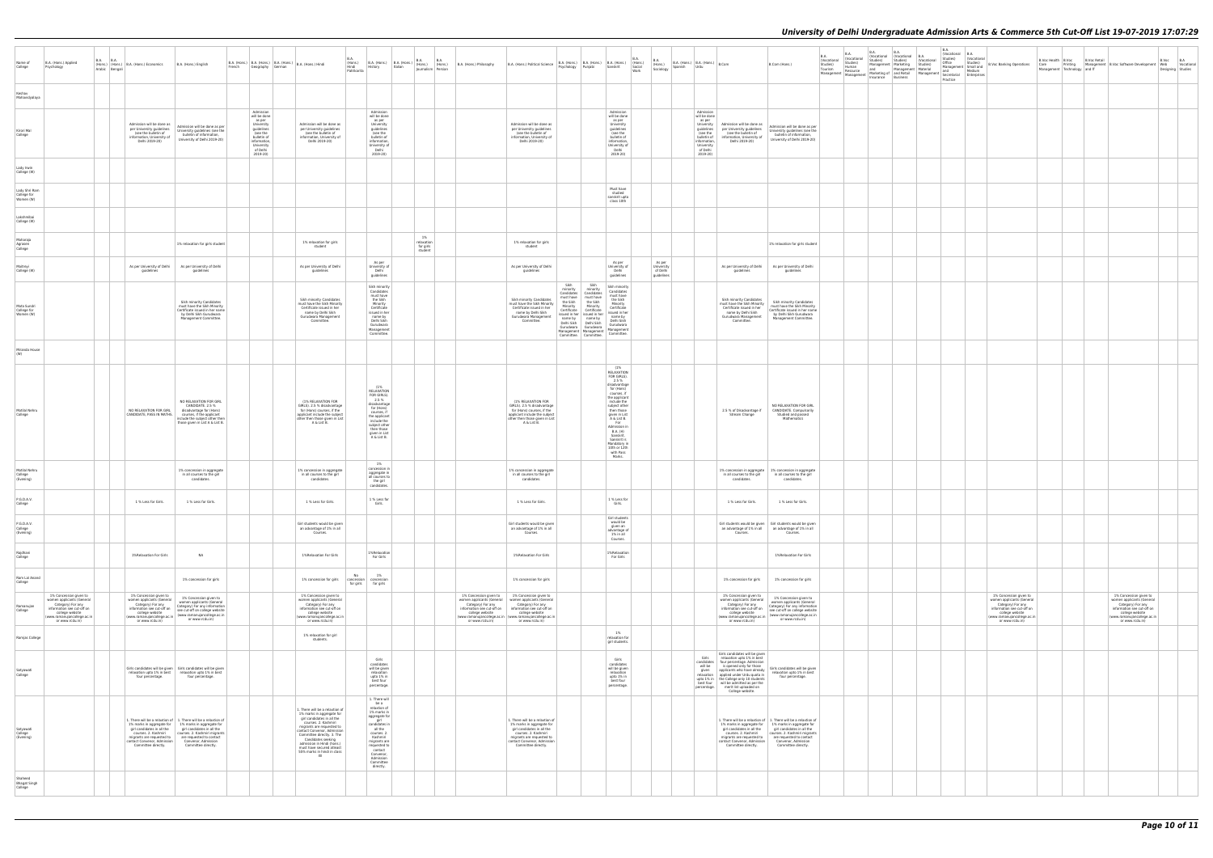# University of Delhi Undergraduate Admission Arts & Commerce 5th Cut-Off List 19-07-2019 17:07:29

| Name of College | B.A. (Hons.) Applied Psychology | B.A. (Hons.) Arabic | B.A. (Hons.) Bengali | B.A. (Hons.) Economics | B.A. (Hons.) English | B.A. (Hons.) French | B.A. (Hons.) Geography | B.A. (Hons.) German | B.A. (Hons.) Hindi | B.A. (Hons.) Hindi Patrikarita | B.A. (Hons.) History | B.A. (Hons.) Italian | B.A. (Hons.) Journalism | B.A. (Hons.) Persian | B.A. (Hons.) Philosophy | B.A. (Hons.) Political Science | B.A. (Hons.) Psychology | B.A. (Hons.) Punjabi | B.A. (Hons.) Sanskrit | B.A. (Hons.) Social Work | B.A. (Hons.) Sociology | B.A. (Hons.) Spanish | B.A. (Hons.) Urdu | B.Com | B.Com (Hons.) | B.A. (Vocational Studies) Tourism Management | B.A. (Vocational Studies) Human Resource Management | B.A. (Vocational Studies) Management and Marketing of Insurance | B.A. (Vocational Studies) Marketing Management and Retail Business | B.A. (Vocational Studies) Material Management | B.A. (Vocational Studies) Office Management and Secretarial Practice | B.A. (Vocational Studies) Small and Medium Enterprises | B.Voc Banking Operations | B.Voc Health Care | B.Voc Printing Technology | B.Voc Retail Management and IT | B.Voc Software Development | B.Voc Web Designing | B.A Vocational Studies |
|---|---|---|---|---|---|---|---|---|---|---|---|---|---|---|---|---|---|---|---|---|---|---|---|---|---|---|---|---|---|---|---|---|---|---|---|---|---|---|---|
| Keshav Mahavidyalaya | | | | | | | | | | | | | | | | | | | | | | | | | | | | | | | | | | | | | | | |
| Kirori Mal College | | | | Admission will be done as per University guidelines (see the bulletin of information, University of Delhi 2019-20) | Admission will be done as per University guidelines (see the bulletin of information, University of Delhi 2019-20) | | Admission will be done as per University guidelines (see the bulletin of information, University of Delhi 2019-20) | | Admission will be done as per University guidelines (see the bulletin of information, University of Delhi 2019-20) | | Admission will be done as per University guidelines (see the bulletin of information, University of Delhi 2019-20) | | | | | Admission will be done as per University guidelines (see the bulletin of information, University of Delhi 2019-20) | | | Admission will be done as per University guidelines (see the bulletin of information, University of Delhi 2019-20) | | | | Admission will be done as per University guidelines (see the bulletin of information, University of Delhi 2019-20) | Admission will be done as per University guidelines (see the bulletin of information, University of Delhi 2019-20) | Admission will be done as per University guidelines (see the bulletin of information, University of Delhi 2019-20) | | | | | | | | | | | | | | |
| Lady Irwin College (W) | | | | | | | | | | | | | | | | | | | | | | | | | | | | | | | | | | | | | | | |
| Lady Shri Ram College for Women (W) | | | | | | | | | | | | | | | | | | | Must have studied sanskrit upto class 10th | | | | | | | | | | | | | | | | | | | | |
| Lakshmibai College (W) | | | | | | | | | | | | | | | | | | | | | | | | | | | | | | | | | | | | | | | |
| Maharaja Agrasen College | | | | | 1% relaxation for girls student | | | | 1% relaxation for girls student | | | | 1% relaxation for girls student | | | 1% relaxation for girls student | | | | | | | | | 1% relaxation for girls student | | | | | | | | | | | | | | |
| Maitreyi College (W) | | | | As per University of Delhi guidelines | As per University of Delhi guidelines | | | | As per University of Delhi guidelines | | As per University of Delhi guidelines | | | | | As per University of Delhi guidelines | | | As per University of Delhi guidelines | | As per University of Delhi guidelines | | | As per University of Delhi guidelines | As per University of Delhi guidelines | | | | | | | | | | | | | | |
| Mata Sundri College for Women (W) | | | | | Sikh minority Candidates must have the Sikh Minority Certificate issued in her name by Delhi Sikh Gurudwara Management Committee. | | | | Sikh minority Candidates must have the Sikh Minority Certificate issued in her name by Delhi Sikh Gurudwara Management Committee. | | Sikh minority Candidates must have the Sikh Minority Certificate issued in her name by Delhi Sikh Gurudwara Management Committee. | | | | | Sikh minority Candidates must have the Sikh Minority Certificate issued in her name by Delhi Sikh Gurudwara Management Committee. | Sikh minority Candidates must have the Sikh Minority Certificate issued in her name by Delhi Sikh Gurudwara Management Committee. | Sikh minority Candidates must have the Sikh Minority Certificate issued in her name by Delhi Sikh Gurudwara Management Committee. | Sikh minority Candidates must have the Sikh Minority Certificate issued in her name by Delhi Sikh Gurudwara Management Committee. | | | | | Sikh minority Candidates must have the Sikh Minority Certificate issued in her name by Delhi Sikh Gurudwara Management Committee. | Sikh minority Candidates must have the Sikh Minority Certificate issued in her name by Delhi Sikh Gurudwara Management Committee. | | | | | | | | | | | | | | |
| Miranda House (W) | | | | | | | | | | | | | | | | | | | | | | | | | | | | | | | | | | | | | | | |
| Motilal Nehru College | | | | NO RELAXATION FOR GIRL CANDIDATE, PASS IN MATHS. | NO RELAXATION FOR GIRL CANDIDATE. 2.5 % disadvantage for (Hons) courses, if the applicant include the subject other then those given in List A & List B. | | | | (1% RELAXATION FOR GIRLS). 2.5 % disadvantage for (Hons) courses, if the applicant include the subject other then those given in List A & List B. | | (1% RELAXATION FOR GIRLS). 2.5 % disadvantage for (Hons) courses, if the applicant include the subject other then those given in List A & List B. | | | | | (1% RELAXATION FOR GIRLS). 2.5 % disadvantage for (Hons) courses, if the applicant include the subject other then those given in List A & List B. | | | (1% RELAXATION FOR GIRLS). 2.5 % disadvantage for (Hons) courses, if the applicant include the subject other then those given in List A & List B. For Admission in B.A. (H) Sanskrit: Sanskrit is Mandatory in 10th or 12th with Pass Marks. | | | | | 2.5 % of Disadvantage if Stream Change | NO RELAXATION FOR GIRL CANDIDATE. Compulsorily Studied and passed Mathematics | | | | | | | | | | | | | | |
| Motilal Nehru College (Evening) | | | | | 1% concession in aggregate in all courses to the girl candidates. | | | | 1% concession in aggregate in all courses to the girl candidates. | | 1% concession in aggregate in all courses to the girl candidates. | | | | | 1% concession in aggregate in all courses to the girl candidates. | | | | | | | | 1% concession in aggregate in all courses to the girl candidates. | 1% concession in aggregate in all courses to the girl candidates. | | | | | | | | | | | | | | |
| P.G.D.A.V. College | | | | 1 % Less for Girls. | 1 % Less for Girls. | | | | 1 % Less for Girls. | | 1 % Less for Girls. | | | | | 1 % Less for Girls. | | | 1 % Less for Girls. | | | | | 1 % Less for Girls. | 1 % Less for Girls. | | | | | | | | | | | | | | |
| P.G.D.A.V. College (Evening) | | | | | | | | | Girl students would be given an advantage of 1% in all Courses. | | | | | | | Girl students would be given an advantage of 1% in all Courses. | | | Girl students would be given an advantage of 1% in all Courses. | | | | | Girl students would be given an advantage of 1% in all Courses. | Girl students would be given an advantage of 1% in all Courses. | | | | | | | | | | | | | | |
| Rajdhani College | | | | 1%Relaxation For Girls | NA | | | | 1%Relaxation For Girls | | 1%Relaxation For Girls | | | | | 1%Relaxation For Girls | | | 1%Relaxation For Girls | | | | | | 1%Relaxation For Girls | | | | | | | | | | | | | | |
| Ram Lal Anand College | | | | | 1% concession for girls | | | | 1% concession for girls | No concession for girls | 1% concession for girls | | | | | 1% concession for girls | | | | | | | | 1% concession for girls | 1% concession for girls | | | | | | | | | | | | | | |
| Ramanujan College | 1% Concession given to women applicants (General Category) For any information see cut-off on college website (www.ramanujancollege.ac.in or www.rcdu.in) | | | 1% Concession given to women applicants (General Category) For any information see cut-off on college website (www.ramanujancollege.ac.in or www.rcdu.in) | 1% Concession given to women applicants (General Category) For any information see cut-off on college website (www.ramanujancollege.ac.in or www.rcdu.in) | | | | 1% Concession given to women applicants (General Category) For any information see cut-off on college website (www.ramanujancollege.ac.in or www.rcdu.in) | | | | | | 1% Concession given to women applicants (General Category) For any information see cut-off on college website (www.ramanujancollege.ac.in or www.rcdu.in) | 1% Concession given to women applicants (General Category) For any information see cut-off on college website (www.ramanujancollege.ac.in or www.rcdu.in) | | | | | | | | 1% Concession given to women applicants (General Category) For any information see cut-off on college website (www.ramanujancollege.ac.in or www.rcdu.in) | 1% Concession given to women applicants (General Category) For any information see cut-off on college website (www.ramanujancollege.ac.in or www.rcdu.in) | | | | | | | | 1% Concession given to women applicants (General Category) For any information see cut-off on college website (www.ramanujancollege.ac.in or www.rcdu.in) | | | | 1% Concession given to women applicants (General Category) For any information see cut-off on college website (www.ramanujancollege.ac.in or www.rcdu.in) | | |
| Ramjas College | | | | | | | | | 1% relaxation for girl students. | | | | | | | | | | 1% relaxation for girl students. | | | | | | | | | | | | | | | | | | | | |
| Satyawati College | | | | Girls candidates will be given relaxation upto 1% in best four percentage. | Girls candidates will be given relaxation upto 1% in best four percentage. | | | | | | Girls candidates will be given relaxation upto 1% in best four percentage | | | | | | | | Girls candidates will be given relaxation upto 1% in best four percentage. | | | | Girls Candidates will be given relaxation upto 1% in best four percentage. | Girls candidates will be given relaxation upto 1% in best four percentage. Admission is opened only for those applicants who have already applied under Urdu quota in the College only 10 students will be admitted as per the merit list uploaded on College website. | Girls candidates will be given relaxation upto 1% in best four percentage. | | | | | | | | | | | | | | |
| Satyawati College (Evening) | | | | 1. There will be a relaxation of 1% marks in aggregate for girl candidates in all the courses. 2. Kashmiri migrants are requested to contact Convenor, Admission Committee directly. | 1. There will be a relaxation of 1% marks in aggregate for girl candidates in all the courses. 2. Kashmiri migrants are requested to contact Convenor, Admission Committee directly. | | | | 1. There will be a relaxation of 1% marks in aggregate for girl candidates in all the courses. 2. Kashmiri migrants are requested to contact Convenor, Admission Committee directly. 3. The Candidates seeking admission in Hindi (hons.) must have secured atleast 55% marks in hindi in class XII | | 1. There will be a relaxation of 1% marks in aggregate for girl candidates in all the courses. 2. Kashmiri migrants are requested to contact Convenor, Admission Committee directly. | | | | | 1. There will be a relaxation of 1% marks in aggregate for girl candidates in all the courses. 2. Kashmiri migrants are requested to contact Convenor, Admission Committee directly. | | | | | | | | 1. There will be a relaxation of 1% marks in aggregate for girl candidates in all the courses. 2. Kashmiri migrants are requested to contact Convenor, Admission Committee directly. | 1. There will be a relaxation of 1% marks in aggregate for girl candidates in all the courses. 2. Kashmiri migrants are requested to contact Convenor, Admission Committee directly. | | | | | | | | | | | | | | |
| Shaheed Bhagat Singh College | | | | | | | | | | | | | | | | | | | | | | | | | | | | | | | | | | | | | | | |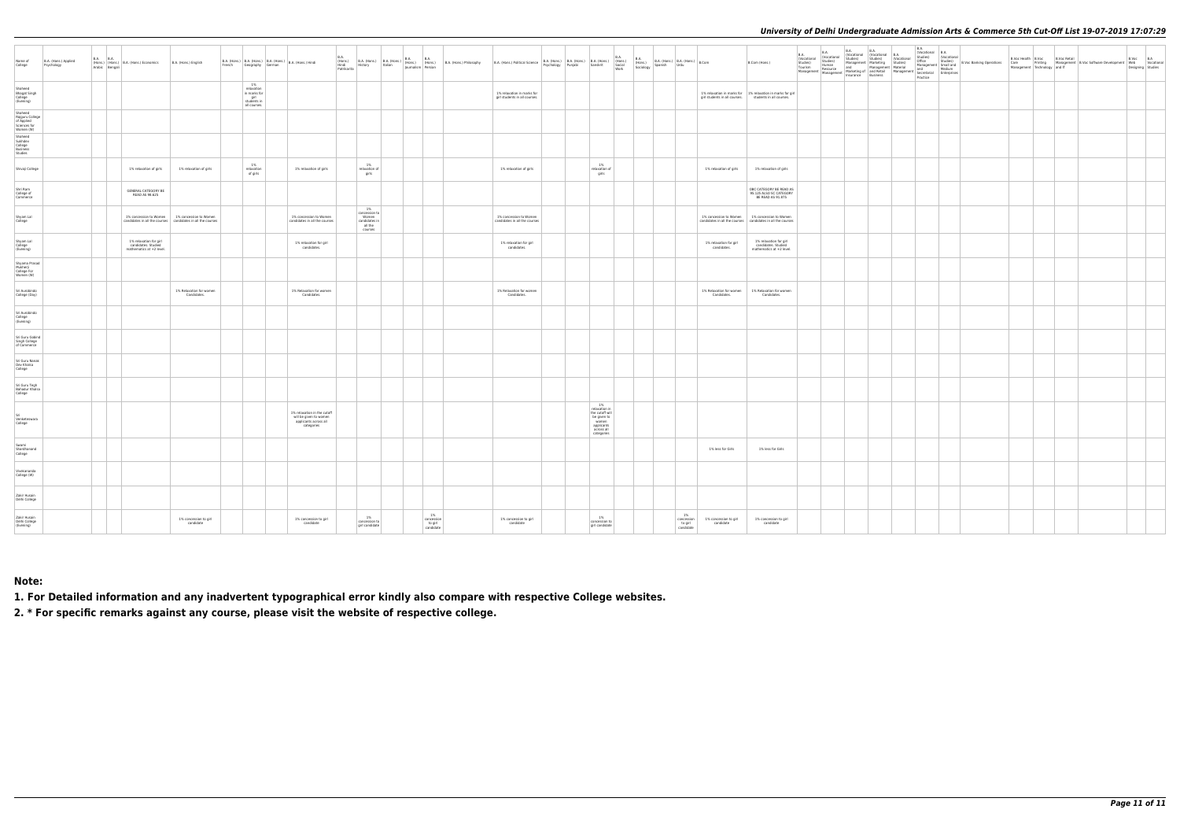| Name of College | B.A. (Hons.) Applied Psychology | B.A. (Hons.) Arabic | B.A. (Hons.) Bengali | B.A. (Hons.) Economics | B.A. (Hons.) English | B.A. (Hons.) French | B.A. (Hons.) Geography | B.A. (Hons.) German | B.A. (Hons.) Hindi | B.A. (Hons.) Hindi Patrikarita | B.A. (Hons.) History | B.A. (Hons.) Italian | B.A. (Hons.) Journalism | B.A. (Hons.) Persian | B.A. (Hons.) Philosophy | B.A. (Hons.) Political Science | B.A. (Hons.) Psychology | B.A. (Hons.) Punjabi | B.A. (Hons.) Sanskrit | B.A. (Hons.) Social Work | B.A. (Hons.) Sociology | B.A. (Hons.) Spanish | B.A. (Hons.) Urdu | B.Com | B.Com (Hons.) | B.A. (Vocational Studies) Tourism Management | B.A. (Vocational Studies) Human Resource Management | B.A. (Vocational Studies) Management and Marketing of Insurance | B.A. (Vocational Studies) Marketing Management and Retail Business | B.A. (Vocational Studies) Material Management | B.A. (Vocational Studies) Office Management and Secretarial Practice | B.A. (Vocational Studies) Small and Medium Enterprises | B.Voc Banking Operations | B.Voc Health Care Management | B.Voc Printing Technology | B.Voc Retail Management and IT | B.Voc Software Development | B.Voc Web Designing | B.A Vocational Studies |
|---|---|---|---|---|---|---|---|---|---|---|---|---|---|---|---|---|---|---|---|---|---|---|---|---|---|---|---|---|---|---|---|---|---|---|---|---|---|---|---|
| Shaheed Bhagat Singh College (Evening) | | | | | | | 1% relaxation in marks for girl students in all courses | | | | | | | | | 1% relaxation in marks for girl students in all courses. | | | | | | | | 1% relaxation in marks for girl students in all courses. | 1% relaxation in marks for girl students in all courses. | | | | | | | | | | | | | | |
| Shaheed Rajguru College of Applied Sciences for Women (W) | | | | | | | | | | | | | | | | | | | | | | | | | | | | | | | | | | | | | | | |
| Shaheed Sukhdev College Business Studies | | | | | | | | | | | | | | | | | | | | | | | | | | | | | | | | | | | | | | | |
| Shivaji College | | | | 1% relaxation of girls | 1% relaxation of girls | | 1% relaxation of girls | | 1% relaxation of girls | | 1% relaxation of girls | | | | | 1% relaxation of girls | | | 1% relaxation of girls | | | | | 1% relaxation of girls | 1% relaxation of girls | | | | | | | | | | | | | | |
| Shri Ram College of Commerce | | | | GENERAL CATEGORY BE READ AS 98.625 | | | | | | | | | | | | | | | | | | | | | OBC CATEGORY BE READ AS 95.125 ALSO SC CATEGORY BE READ AS 91.875 | | | | | | | | | | | | | | |
| Shyam Lal College | | | | 1% concession to Women candidates in all the courses | 1% concession to Women candidates in all the courses | | | | 1% concession to Women candidates in all the courses | | 1% concession to Women candidates in all the courses | | | | | 1% concession to Women candidates in all the courses | | | | | | | | 1% concession to Women candidates in all the courses | 1% concession to Women candidates in all the courses | | | | | | | | | | | | | | |
| Shyam Lal College (Evening) | | | | 1% relaxation for girl candidates. Studied mathematics at +2 level. | | | | | 1% relaxation for girl candidates. | | | | | | | 1% relaxation for girl candidates. | | | | | | | | 1% relaxation for girl candidates. | 1% relaxation for girl candidates. Studied mathematics at +2 level. | | | | | | | | | | | | | | |
| Shyama Prasad Mukherji College For Women (W) | | | | | | | | | | | | | | | | | | | | | | | | | | | | | | | | | | | | | | | |
| Sri Aurobindo College (Day) | | | | | 1% Relaxation for women Candidates. | | | | 1% Relaxation for women Candidates. | | | | | | | 1% Relaxation for women Candidates. | | | | | | | | 1% Relaxation for women Candidates. | 1% Relaxation for women Candidates. | | | | | | | | | | | | | | |
| Sri Aurobindo College (Evening) | | | | | | | | | | | | | | | | | | | | | | | | | | | | | | | | | | | | | | | |
| Sri Guru Gobind Singh College of Commerce | | | | | | | | | | | | | | | | | | | | | | | | | | | | | | | | | | | | | | | |
| Sri Guru Nanak Dev Khalsa College | | | | | | | | | | | | | | | | | | | | | | | | | | | | | | | | | | | | | | | |
| Sri Guru Tegh Bahadur Khalsa College | | | | | | | | | | | | | | | | | | | | | | | | | | | | | | | | | | | | | | | |
| Sri Venkateswara College | | | | | | | | | 1% relaxation in the cutoff will be given to women applicants across all categories | | | | | | | | | | 1% relaxation in the cutoff will be given to women applicants across all categories | | | | | | | | | | | | | | | | | | | | |
| Swami Shardhanand College | | | | | | | | | | | | | | | | | | | | | | | | 1% less for Girls | 1% less for Girls | | | | | | | | | | | | | | |
| Vivekananda College (W) | | | | | | | | | | | | | | | | | | | | | | | | | | | | | | | | | | | | | | | |
| Zakir Husain Delhi College | | | | | | | | | | | | | | | | | | | | | | | | | | | | | | | | | | | | | | | |
| Zakir Husain Delhi College (Evening) | | | | | 1% concession to girl candidate | | | | 1% concession to girl candidate | | 1% concession to girl candidate | | | 1% concession to girl candidate | | 1% concession to girl candidate | | | 1% concession to girl candidate | | | | 1% concession to girl candidate | 1% concession to girl candidate | 1% concession to girl candidate | | | | | | | | | | | | | | |

**Note:**

**1. For Detailed information and any inadvertent typographical error kindly also compare with respective College websites.**

**2. * For specific remarks against any course, please visit the website of respective college.**